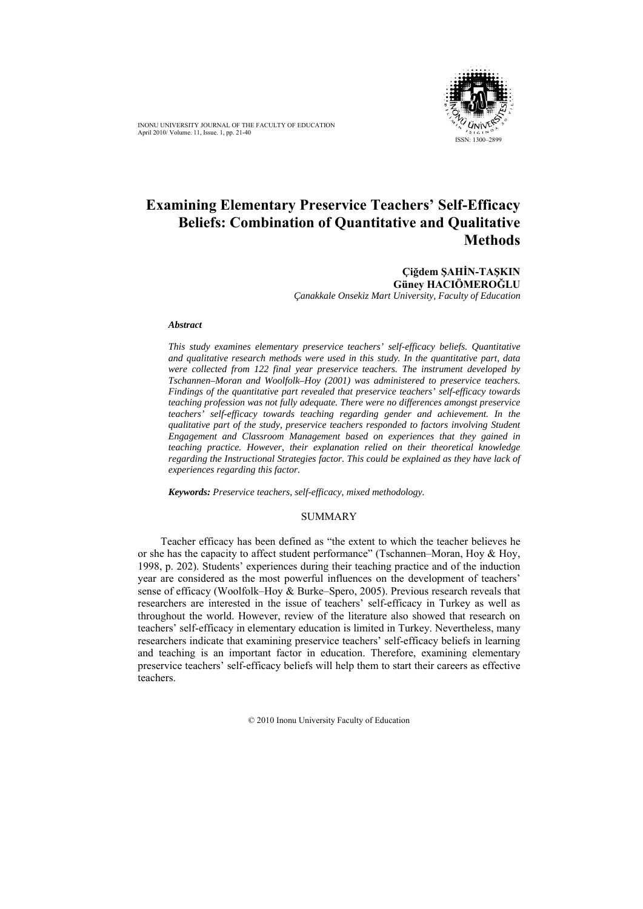# Examining Elementary Preservice Teachers' Self-Efficacy Beliefs: Combination of Quantitative and Qualitative Methods

**Çiğdem ŞAHİN-TAŞKIN**
**Güney HACIÖMEROĞLU**
*Çanakkale Onsekiz Mart University, Faculty of Education*

***Abstract***

*This study examines elementary preservice teachers' self-efficacy beliefs. Quantitative and qualitative research methods were used in this study. In the quantitative part, data were collected from 122 final year preservice teachers. The instrument developed by Tschannen–Moran and Woolfolk–Hoy (2001) was administered to preservice teachers. Findings of the quantitative part revealed that preservice teachers' self-efficacy towards teaching profession was not fully adequate. There were no differences amongst preservice teachers' self-efficacy towards teaching regarding gender and achievement. In the qualitative part of the study, preservice teachers responded to factors involving Student Engagement and Classroom Management based on experiences that they gained in teaching practice. However, their explanation relied on their theoretical knowledge regarding the Instructional Strategies factor. This could be explained as they have lack of experiences regarding this factor.*

***Keywords:*** *Preservice teachers, self-efficacy, mixed methodology.*

## SUMMARY

Teacher efficacy has been defined as "the extent to which the teacher believes he or she has the capacity to affect student performance" (Tschannen–Moran, Hoy & Hoy, 1998, p. 202). Students' experiences during their teaching practice and of the induction year are considered as the most powerful influences on the development of teachers' sense of efficacy (Woolfolk–Hoy & Burke–Spero, 2005). Previous research reveals that researchers are interested in the issue of teachers' self-efficacy in Turkey as well as throughout the world. However, review of the literature also showed that research on teachers' self-efficacy in elementary education is limited in Turkey. Nevertheless, many researchers indicate that examining preservice teachers' self-efficacy beliefs in learning and teaching is an important factor in education. Therefore, examining elementary preservice teachers' self-efficacy beliefs will help them to start their careers as effective teachers.

© 2010 Inonu University Faculty of Education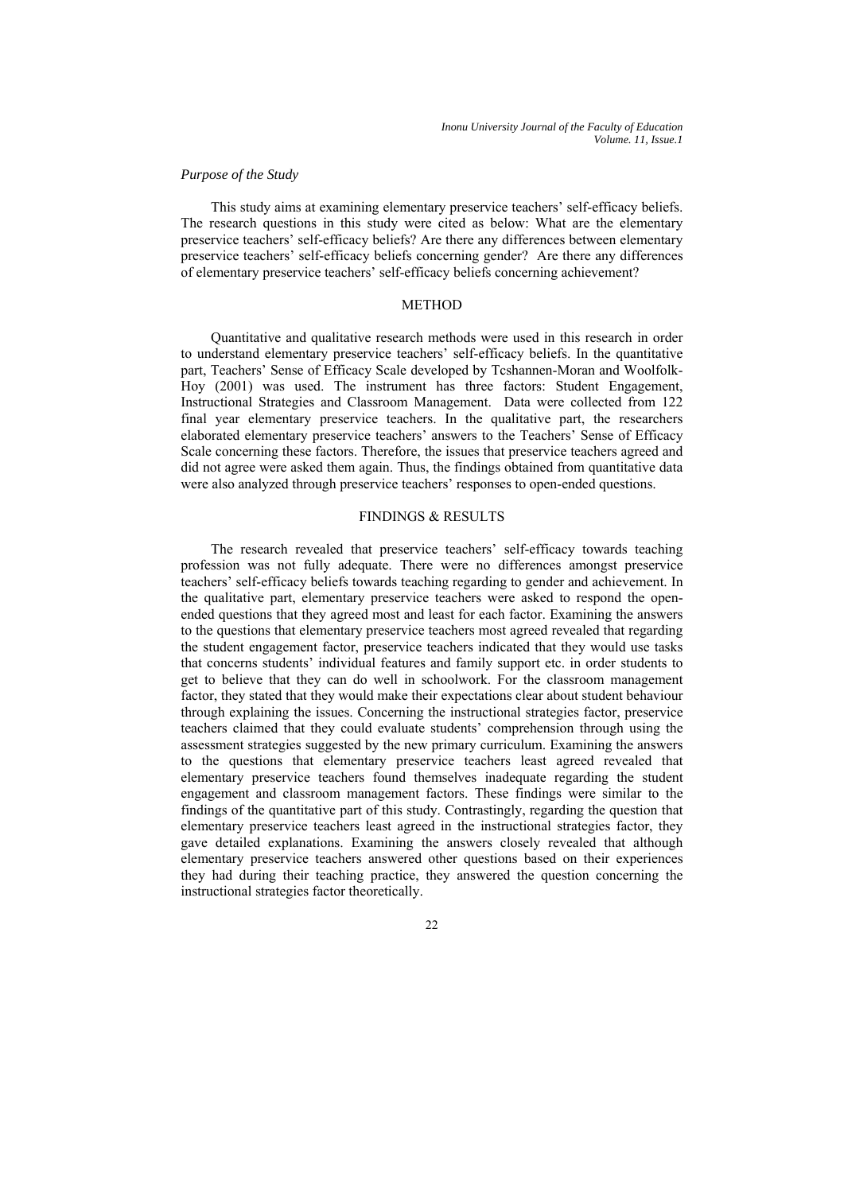*Purpose of the Study*

This study aims at examining elementary preservice teachers' self-efficacy beliefs. The research questions in this study were cited as below: What are the elementary preservice teachers' self-efficacy beliefs? Are there any differences between elementary preservice teachers' self-efficacy beliefs concerning gender? Are there any differences of elementary preservice teachers' self-efficacy beliefs concerning achievement?

## METHOD

Quantitative and qualitative research methods were used in this research in order to understand elementary preservice teachers' self-efficacy beliefs. In the quantitative part, Teachers' Sense of Efficacy Scale developed by Tcshannen-Moran and Woolfolk-Hoy (2001) was used. The instrument has three factors: Student Engagement, Instructional Strategies and Classroom Management. Data were collected from 122 final year elementary preservice teachers. In the qualitative part, the researchers elaborated elementary preservice teachers' answers to the Teachers' Sense of Efficacy Scale concerning these factors. Therefore, the issues that preservice teachers agreed and did not agree were asked them again. Thus, the findings obtained from quantitative data were also analyzed through preservice teachers' responses to open-ended questions.

## FINDINGS & RESULTS

The research revealed that preservice teachers' self-efficacy towards teaching profession was not fully adequate. There were no differences amongst preservice teachers' self-efficacy beliefs towards teaching regarding to gender and achievement. In the qualitative part, elementary preservice teachers were asked to respond the open-ended questions that they agreed most and least for each factor. Examining the answers to the questions that elementary preservice teachers most agreed revealed that regarding the student engagement factor, preservice teachers indicated that they would use tasks that concerns students' individual features and family support etc. in order students to get to believe that they can do well in schoolwork. For the classroom management factor, they stated that they would make their expectations clear about student behaviour through explaining the issues. Concerning the instructional strategies factor, preservice teachers claimed that they could evaluate students' comprehension through using the assessment strategies suggested by the new primary curriculum. Examining the answers to the questions that elementary preservice teachers least agreed revealed that elementary preservice teachers found themselves inadequate regarding the student engagement and classroom management factors. These findings were similar to the findings of the quantitative part of this study. Contrastingly, regarding the question that elementary preservice teachers least agreed in the instructional strategies factor, they gave detailed explanations. Examining the answers closely revealed that although elementary preservice teachers answered other questions based on their experiences they had during their teaching practice, they answered the question concerning the instructional strategies factor theoretically.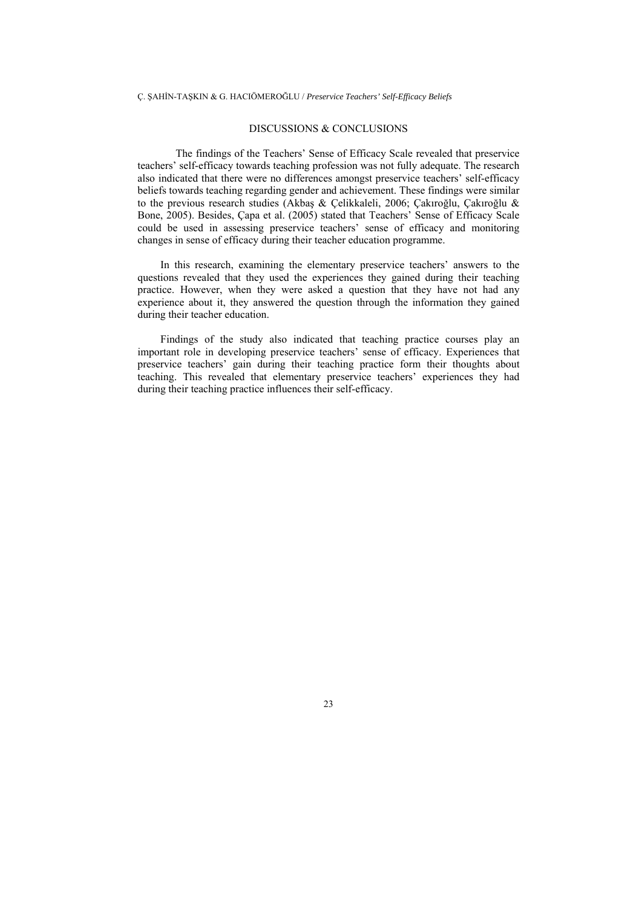## DISCUSSIONS & CONCLUSIONS

The findings of the Teachers' Sense of Efficacy Scale revealed that preservice teachers' self-efficacy towards teaching profession was not fully adequate. The research also indicated that there were no differences amongst preservice teachers' self-efficacy beliefs towards teaching regarding gender and achievement. These findings were similar to the previous research studies (Akbaş & Çelikkaleli, 2006; Çakıroğlu, Çakıroğlu & Bone, 2005). Besides, Çapa et al. (2005) stated that Teachers' Sense of Efficacy Scale could be used in assessing preservice teachers' sense of efficacy and monitoring changes in sense of efficacy during their teacher education programme.

In this research, examining the elementary preservice teachers' answers to the questions revealed that they used the experiences they gained during their teaching practice. However, when they were asked a question that they have not had any experience about it, they answered the question through the information they gained during their teacher education.

Findings of the study also indicated that teaching practice courses play an important role in developing preservice teachers' sense of efficacy. Experiences that preservice teachers' gain during their teaching practice form their thoughts about teaching. This revealed that elementary preservice teachers' experiences they had during their teaching practice influences their self-efficacy.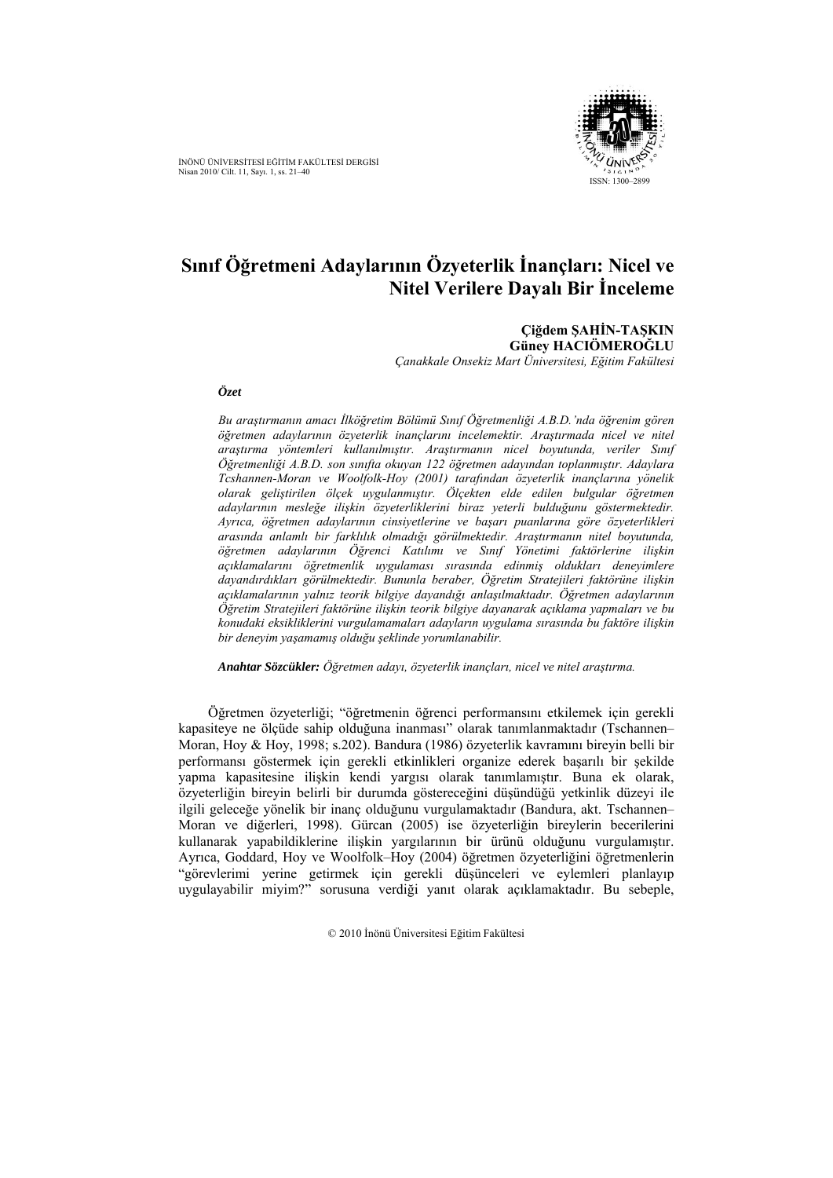# Sınıf Öğretmeni Adaylarının Özyeterlik İnançları: Nicel ve Nitel Verilere Dayalı Bir İnceleme

**Çiğdem ŞAHİN-TAŞKIN**
**Güney HACIÖMEROĞLU**
*Çanakkale Onsekiz Mart Üniversitesi, Eğitim Fakültesi*

***Özet***

*Bu araştırmanın amacı İlköğretim Bölümü Sınıf Öğretmenliği A.B.D.'nda öğrenim gören öğretmen adaylarının özyeterlik inançlarını incelemektir. Araştırmada nicel ve nitel araştırma yöntemleri kullanılmıştır. Araştırmanın nicel boyutunda, veriler Sınıf Öğretmenliği A.B.D. son sınıfta okuyan 122 öğretmen adayından toplanmıştır. Adaylara Tcshannen-Moran ve Woolfolk-Hoy (2001) tarafından özyeterlik inançlarına yönelik olarak geliştirilen ölçek uygulanmıştır. Ölçekten elde edilen bulgular öğretmen adaylarının mesleğe ilişkin özyeterliklerini biraz yeterli bulduğunu göstermektedir. Ayrıca, öğretmen adaylarının cinsiyetlerine ve başarı puanlarına göre özyeterlikleri arasında anlamlı bir farklılık olmadığı görülmektedir. Araştırmanın nitel boyutunda, öğretmen adaylarının Öğrenci Katılımı ve Sınıf Yönetimi faktörlerine ilişkin açıklamalarını öğretmenlik uygulaması sırasında edinmiş oldukları deneyimlere dayandırdıkları görülmektedir. Bununla beraber, Öğretim Stratejileri faktörüne ilişkin açıklamalarının yalnız teorik bilgiye dayandığı anlaşılmaktadır. Öğretmen adaylarının Öğretim Stratejileri faktörüne ilişkin teorik bilgiye dayanarak açıklama yapmaları ve bu konudaki eksikliklerini vurgulamamaları adayların uygulama sırasında bu faktöre ilişkin bir deneyim yaşamamış olduğu şeklinde yorumlanabilir.*

***Anahtar Sözcükler:*** *Öğretmen adayı, özyeterlik inançları, nicel ve nitel araştırma.*

Öğretmen özyeterliği; "öğretmenin öğrenci performansını etkilemek için gerekli kapasiteye ne ölçüde sahip olduğuna inanması" olarak tanımlanmaktadır (Tschannen–Moran, Hoy & Hoy, 1998; s.202). Bandura (1986) özyeterlik kavramını bireyin belli bir performansı göstermek için gerekli etkinlikleri organize ederek başarılı bir şekilde yapma kapasitesine ilişkin kendi yargısı olarak tanımlamıştır. Buna ek olarak, özyeterliğin bireyin belirli bir durumda göstereceğini düşündüğü yetkinlik düzeyi ile ilgili geleceğe yönelik bir inanç olduğunu vurgulamaktadır (Bandura, akt. Tschannen–Moran ve diğerleri, 1998). Gürcan (2005) ise özyeterliğin bireylerin becerilerini kullanarak yapabildiklerine ilişkin yargılarının bir ürünü olduğunu vurgulamıştır. Ayrıca, Goddard, Hoy ve Woolfolk–Hoy (2004) öğretmen özyeterliğini öğretmenlerin "görevlerimi yerine getirmek için gerekli düşünceleri ve eylemleri planlayıp uygulayabilir miyim?" sorusuna verdiği yanıt olarak açıklamaktadır. Bu sebeple,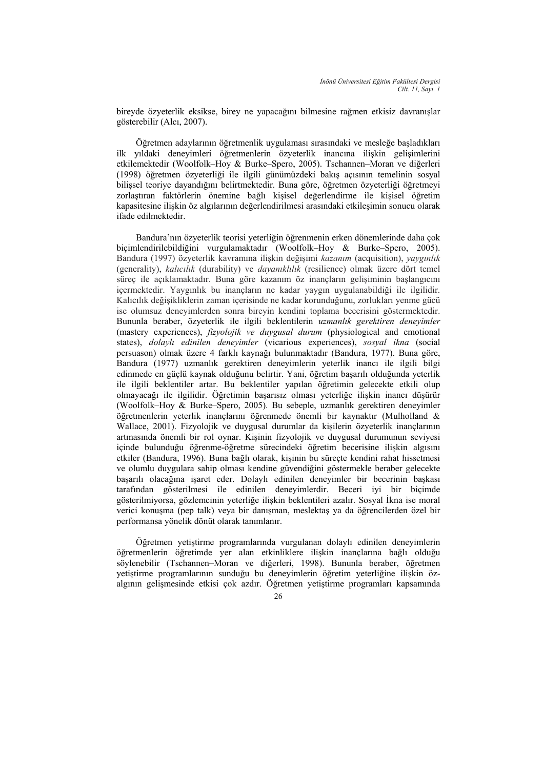bireyde özyeterlik eksikse, birey ne yapacağını bilmesine rağmen etkisiz davranışlar gösterebilir (Alcı, 2007).

Öğretmen adaylarının öğretmenlik uygulaması sırasındaki ve mesleğe başladıkları ilk yıldaki deneyimleri öğretmenlerin özyeterlik inancına ilişkin gelişimlerini etkilemektedir (Woolfolk–Hoy & Burke–Spero, 2005). Tschannen–Moran ve diğerleri (1998) öğretmen özyeterliği ile ilgili günümüzdeki bakış açısının temelinin sosyal bilişsel teoriye dayandığını belirtmektedir. Buna göre, öğretmen özyeterliği öğretmeyi zorlaştıran faktörlerin önemine bağlı kişisel değerlendirme ile kişisel öğretim kapasitesine ilişkin öz algılarının değerlendirilmesi arasındaki etkileşimin sonucu olarak ifade edilmektedir.

Bandura'nın özyeterlik teorisi yeterliğin öğrenmenin erken dönemlerinde daha çok biçimlendirilebildiğini vurgulamaktadır (Woolfolk–Hoy & Burke–Spero, 2005). Bandura (1997) özyeterlik kavramına ilişkin değişimi *kazanım* (acquisition), *yaygınlık* (generality), *kalıcılık* (durability) ve *dayanıklılık* (resilience) olmak üzere dört temel süreç ile açıklamaktadır. Buna göre kazanım öz inançların gelişiminin başlangıcını içermektedir. Yaygınlık bu inançların ne kadar yaygın uygulanabildiği ile ilgilidir. Kalıcılık değişikliklerin zaman içerisinde ne kadar korunduğunu, zorlukları yenme gücü ise olumsuz deneyimlerden sonra bireyin kendini toplama becerisini göstermektedir. Bununla beraber, özyeterlik ile ilgili beklentilerin *uzmanlık gerektiren deneyimler* (mastery experiences), *fizyolojik ve duygusal durum* (physiological and emotional states), *dolaylı edinilen deneyimler* (vicarious experiences), *sosyal ikna* (social persuason) olmak üzere 4 farklı kaynağı bulunmaktadır (Bandura, 1977). Buna göre, Bandura (1977) uzmanlık gerektiren deneyimlerin yeterlik inancı ile ilgili bilgi edinmede en güçlü kaynak olduğunu belirtir. Yani, öğretim başarılı olduğunda yeterlik ile ilgili beklentiler artar. Bu beklentiler yapılan öğretimin gelecekte etkili olup olmayacağı ile ilgilidir. Öğretimin başarısız olması yeterliğe ilişkin inancı düşürür (Woolfolk–Hoy & Burke–Spero, 2005). Bu sebeple, uzmanlık gerektiren deneyimler öğretmenlerin yeterlik inançlarını öğrenmede önemli bir kaynaktır (Mulholland & Wallace, 2001). Fizyolojik ve duygusal durumlar da kişilerin özyeterlik inançlarının artmasında önemli bir rol oynar. Kişinin fizyolojik ve duygusal durumunun seviyesi içinde bulunduğu öğrenme-öğretme sürecindeki öğretim becerisine ilişkin algısını etkiler (Bandura, 1996). Buna bağlı olarak, kişinin bu süreçte kendini rahat hissetmesi ve olumlu duygulara sahip olması kendine güvendiğini göstermekle beraber gelecekte başarılı olacağına işaret eder. Dolaylı edinilen deneyimler bir becerinin başkası tarafından gösterilmesi ile edinilen deneyimlerdir. Beceri iyi bir biçimde gösterilmiyorsa, gözlemcinin yeterliğe ilişkin beklentileri azalır. Sosyal İkna ise moral verici konuşma (pep talk) veya bir danışman, meslektaş ya da öğrencilerden özel bir performansa yönelik dönüt olarak tanımlanır.

Öğretmen yetiştirme programlarında vurgulanan dolaylı edinilen deneyimlerin öğretmenlerin öğretimde yer alan etkinliklere ilişkin inançlarına bağlı olduğu söylenebilir (Tschannen–Moran ve diğerleri, 1998). Bununla beraber, öğretmen yetiştirme programlarının sunduğu bu deneyimlerin öğretim yeterliğine ilişkin öz-algının gelişmesinde etkisi çok azdır. Öğretmen yetiştirme programları kapsamında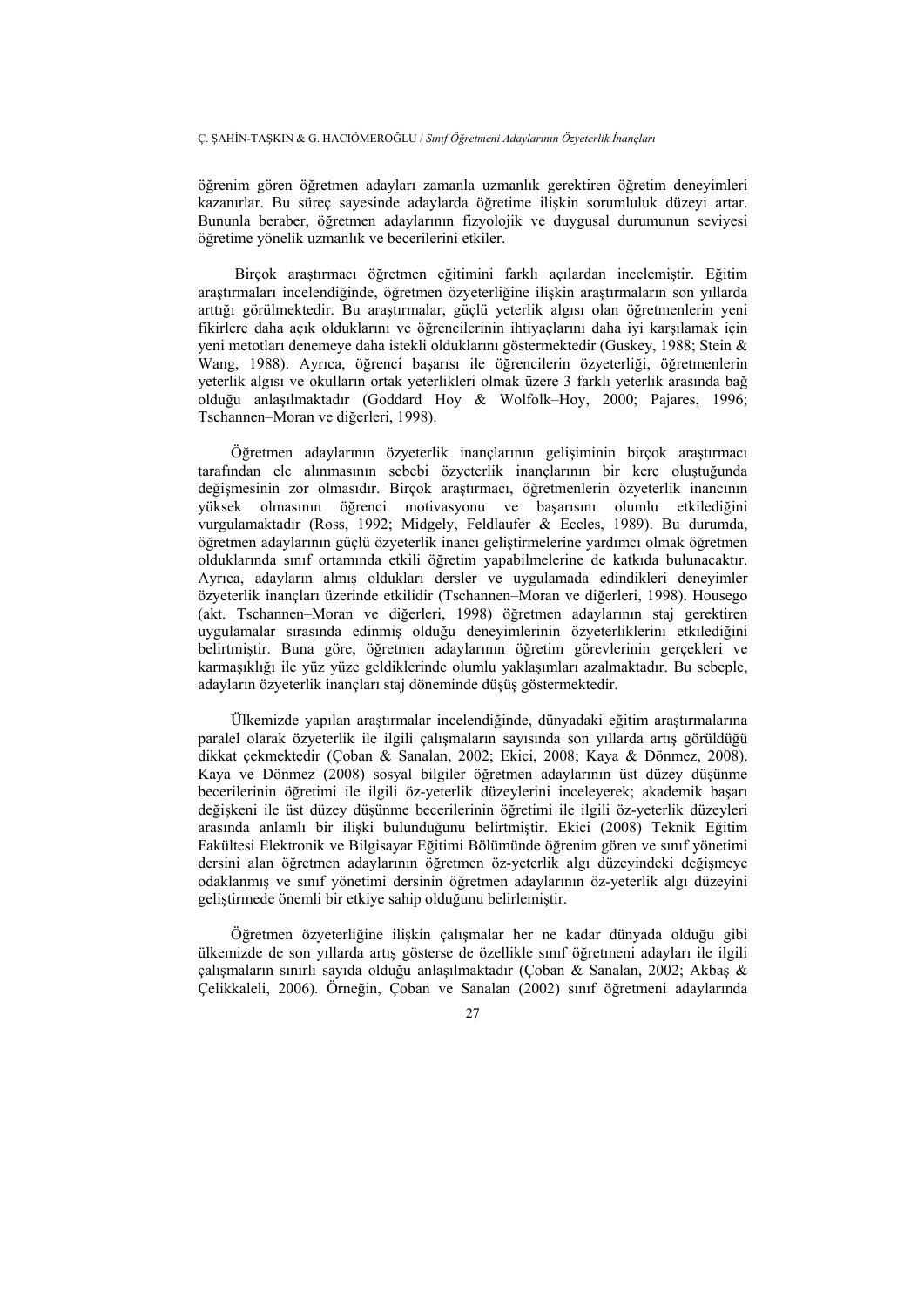öğrenim gören öğretmen adayları zamanla uzmanlık gerektiren öğretim deneyimleri kazanırlar. Bu süreç sayesinde adaylarda öğretime ilişkin sorumluluk düzeyi artar. Bununla beraber, öğretmen adaylarının fizyolojik ve duygusal durumunun seviyesi öğretime yönelik uzmanlık ve becerilerini etkiler.

Birçok araştırmacı öğretmen eğitimini farklı açılardan incelemiştir. Eğitim araştırmaları incelendiğinde, öğretmen özyeterliğine ilişkin araştırmaların son yıllarda arttığı görülmektedir. Bu araştırmalar, güçlü yeterlik algısı olan öğretmenlerin yeni fikirlere daha açık olduklarını ve öğrencilerinin ihtiyaçlarını daha iyi karşılamak için yeni metotları denemeye daha istekli olduklarını göstermektedir (Guskey, 1988; Stein & Wang, 1988). Ayrıca, öğrenci başarısı ile öğrencilerin özyeterliği, öğretmenlerin yeterlik algısı ve okulların ortak yeterlikleri olmak üzere 3 farklı yeterlik arasında bağ olduğu anlaşılmaktadır (Goddard Hoy & Wolfolk–Hoy, 2000; Pajares, 1996; Tschannen–Moran ve diğerleri, 1998).

Öğretmen adaylarının özyeterlik inançlarının gelişiminin birçok araştırmacı tarafından ele alınmasının sebebi özyeterlik inançlarının bir kere oluştuğunda değişmesinin zor olmasıdır. Birçok araştırmacı, öğretmenlerin özyeterlik inancının yüksek olmasının öğrenci motivasyonu ve başarısını olumlu etkilediğini vurgulamaktadır (Ross, 1992; Midgely, Feldlaufer & Eccles, 1989). Bu durumda, öğretmen adaylarının güçlü özyeterlik inancı geliştirmelerine yardımcı olmak öğretmen olduklarında sınıf ortamında etkili öğretim yapabilmelerine de katkıda bulunacaktır. Ayrıca, adayların almış oldukları dersler ve uygulamada edindikleri deneyimler özyeterlik inançları üzerinde etkilidir (Tschannen–Moran ve diğerleri, 1998). Housego (akt. Tschannen–Moran ve diğerleri, 1998) öğretmen adaylarının staj gerektiren uygulamalar sırasında edinmiş olduğu deneyimlerinin özyeterliklerini etkilediğini belirtmiştir. Buna göre, öğretmen adaylarının öğretim görevlerinin gerçekleri ve karmaşıklığı ile yüz yüze geldiklerinde olumlu yaklaşımları azalmaktadır. Bu sebeple, adayların özyeterlik inançları staj döneminde düşüş göstermektedir.

Ülkemizde yapılan araştırmalar incelendiğinde, dünyadaki eğitim araştırmalarına paralel olarak özyeterlik ile ilgili çalışmaların sayısında son yıllarda artış görüldüğü dikkat çekmektedir (Çoban & Sanalan, 2002; Ekici, 2008; Kaya & Dönmez, 2008). Kaya ve Dönmez (2008) sosyal bilgiler öğretmen adaylarının üst düzey düşünme becerilerinin öğretimi ile ilgili öz-yeterlik düzeylerini inceleyerek; akademik başarı değişkeni ile üst düzey düşünme becerilerinin öğretimi ile ilgili öz-yeterlik düzeyleri arasında anlamlı bir ilişki bulunduğunu belirtmiştir. Ekici (2008) Teknik Eğitim Fakültesi Elektronik ve Bilgisayar Eğitimi Bölümünde öğrenim gören ve sınıf yönetimi dersini alan öğretmen adaylarının öğretmen öz-yeterlik algı düzeyindeki değişmeye odaklanmış ve sınıf yönetimi dersinin öğretmen adaylarının öz-yeterlik algı düzeyini geliştirmede önemli bir etkiye sahip olduğunu belirlemiştir.

Öğretmen özyeterliğine ilişkin çalışmalar her ne kadar dünyada olduğu gibi ülkemizde de son yıllarda artış gösterse de özellikle sınıf öğretmeni adayları ile ilgili çalışmaların sınırlı sayıda olduğu anlaşılmaktadır (Çoban & Sanalan, 2002; Akbaş & Çelikkaleli, 2006). Örneğin, Çoban ve Sanalan (2002) sınıf öğretmeni adaylarında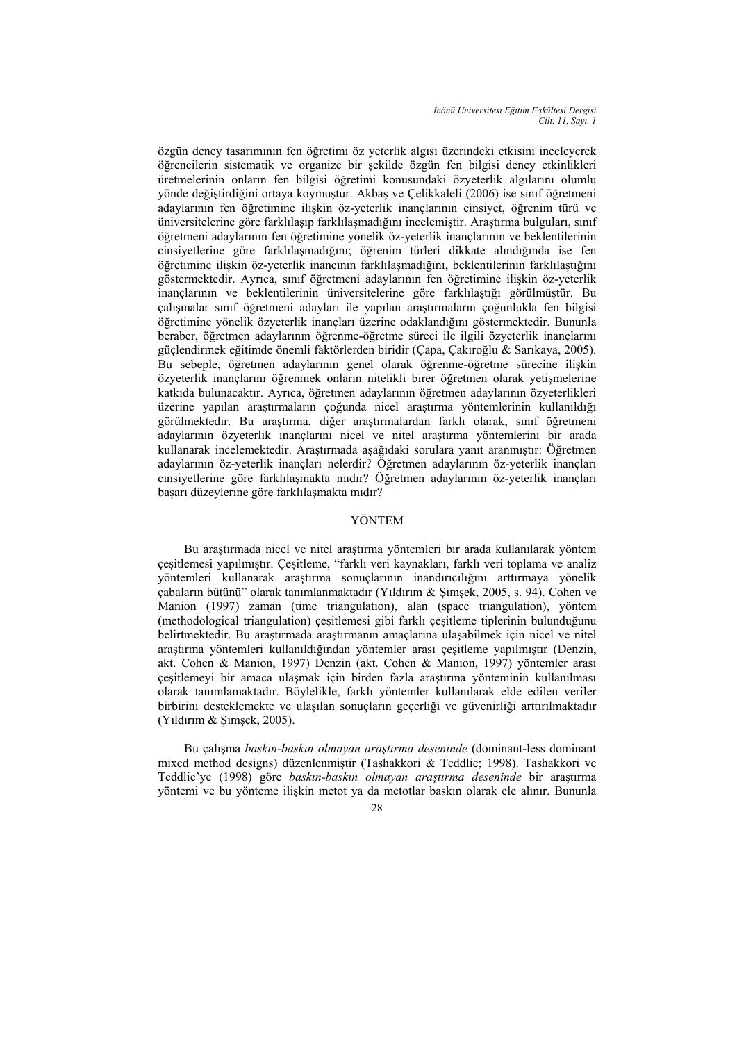özgün deney tasarımının fen öğretimi öz yeterlik algısı üzerindeki etkisini inceleyerek öğrencilerin sistematik ve organize bir şekilde özgün fen bilgisi deney etkinlikleri üretmelerinin onların fen bilgisi öğretimi konusundaki özyeterlik algılarını olumlu yönde değiştirdiğini ortaya koymuştur. Akbaş ve Çelikkaleli (2006) ise sınıf öğretmeni adaylarının fen öğretimine ilişkin öz-yeterlik inançlarının cinsiyet, öğrenim türü ve üniversitelerine göre farklılaşıp farklılaşmadığını incelemiştir. Araştırma bulguları, sınıf öğretmeni adaylarının fen öğretimine yönelik öz-yeterlik inançlarının ve beklentilerinin cinsiyetlerine göre farklılaşmadığını; öğrenim türleri dikkate alındığında ise fen öğretimine ilişkin öz-yeterlik inancının farklılaşmadığını, beklentilerinin farklılaştığını göstermektedir. Ayrıca, sınıf öğretmeni adaylarının fen öğretimine ilişkin öz-yeterlik inançlarının ve beklentilerinin üniversitelerine göre farklılaştığı görülmüştür. Bu çalışmalar sınıf öğretmeni adayları ile yapılan araştırmaların çoğunlukla fen bilgisi öğretimine yönelik özyeterlik inançları üzerine odaklandığını göstermektedir. Bununla beraber, öğretmen adaylarının öğrenme-öğretme süreci ile ilgili özyeterlik inançlarını güçlendirmek eğitimde önemli faktörlerden biridir (Çapa, Çakıroğlu & Sarıkaya, 2005). Bu sebeple, öğretmen adaylarının genel olarak öğrenme-öğretme sürecine ilişkin özyeterlik inançlarını öğrenmek onların nitelikli birer öğretmen olarak yetişmelerine katkıda bulunacaktır. Ayrıca, öğretmen adaylarının öğretmen adaylarının özyeterlikleri üzerine yapılan araştırmaların çoğunda nicel araştırma yöntemlerinin kullanıldığı görülmektedir. Bu araştırma, diğer araştırmalardan farklı olarak, sınıf öğretmeni adaylarının özyeterlik inançlarını nicel ve nitel araştırma yöntemlerini bir arada kullanarak incelemektedir. Araştırmada aşağıdaki sorulara yanıt aranmıştır: Öğretmen adaylarının öz-yeterlik inançları nelerdir? Öğretmen adaylarının öz-yeterlik inançları cinsiyetlerine göre farklılaşmakta mıdır? Öğretmen adaylarının öz-yeterlik inançları başarı düzeylerine göre farklılaşmakta mıdır?

## YÖNTEM

Bu araştırmada nicel ve nitel araştırma yöntemleri bir arada kullanılarak yöntem çeşitlemesi yapılmıştır. Çeşitleme, "farklı veri kaynakları, farklı veri toplama ve analiz yöntemleri kullanarak araştırma sonuçlarının inandırıcılığını arttırmaya yönelik çabaların bütünü" olarak tanımlanmaktadır (Yıldırım & Şimşek, 2005, s. 94). Cohen ve Manion (1997) zaman (time triangulation), alan (space triangulation), yöntem (methodological triangulation) çeşitlemesi gibi farklı çeşitleme tiplerinin bulunduğunu belirtmektedir. Bu araştırmada araştırmanın amaçlarına ulaşabilmek için nicel ve nitel araştırma yöntemleri kullanıldığından yöntemler arası çeşitleme yapılmıştır (Denzin, akt. Cohen & Manion, 1997) Denzin (akt. Cohen & Manion, 1997) yöntemler arası çeşitlemeyi bir amaca ulaşmak için birden fazla araştırma yönteminin kullanılması olarak tanımlamaktadır. Böylelikle, farklı yöntemler kullanılarak elde edilen veriler birbirini desteklemekte ve ulaşılan sonuçların geçerliği ve güvenirliği arttırılmaktadır (Yıldırım & Şimşek, 2005).

Bu çalışma *baskın-baskın olmayan araştırma deseninde* (dominant-less dominant mixed method designs) düzenlenmiştir (Tashakkori & Teddlie; 1998). Tashakkori ve Teddlie'ye (1998) göre *baskın-baskın olmayan araştırma deseninde* bir araştırma yöntemi ve bu yönteme ilişkin metot ya da metotlar baskın olarak ele alınır. Bununla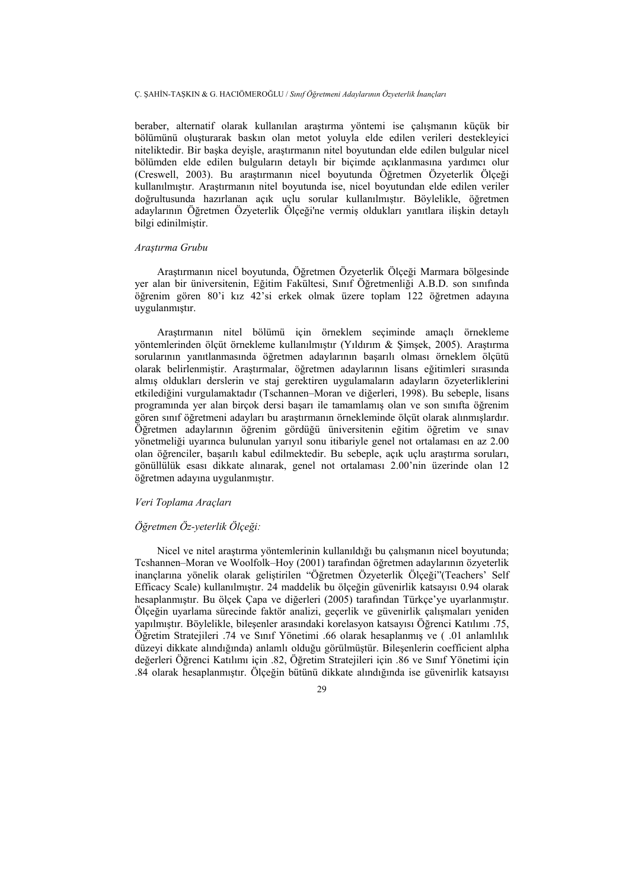beraber, alternatif olarak kullanılan araştırma yöntemi ise çalışmanın küçük bir bölümünü oluşturarak baskın olan metot yoluyla elde edilen verileri destekleyici niteliktedir. Bir başka deyişle, araştırmanın nitel boyutundan elde edilen bulgular nicel bölümden elde edilen bulguların detaylı bir biçimde açıklanmasına yardımcı olur (Creswell, 2003). Bu araştırmanın nicel boyutunda Öğretmen Özyeterlik Ölçeği kullanılmıştır. Araştırmanın nitel boyutunda ise, nicel boyutundan elde edilen veriler doğrultusunda hazırlanan açık uçlu sorular kullanılmıştır. Böylelikle, öğretmen adaylarının Öğretmen Özyeterlik Ölçeği'ne vermiş oldukları yanıtlara ilişkin detaylı bilgi edinilmiştir.

*Araştırma Grubu*

Araştırmanın nicel boyutunda, Öğretmen Özyeterlik Ölçeği Marmara bölgesinde yer alan bir üniversitenin, Eğitim Fakültesi, Sınıf Öğretmenliği A.B.D. son sınıfında öğrenim gören 80'i kız 42'si erkek olmak üzere toplam 122 öğretmen adayına uygulanmıştır.

Araştırmanın nitel bölümü için örneklem seçiminde amaçlı örnekleme yöntemlerinden ölçüt örnekleme kullanılmıştır (Yıldırım & Şimşek, 2005). Araştırma sorularının yanıtlanmasında öğretmen adaylarının başarılı olması örneklem ölçütü olarak belirlenmiştir. Araştırmalar, öğretmen adaylarının lisans eğitimleri sırasında almış oldukları derslerin ve staj gerektiren uygulamaların adayların özyeterliklerini etkilediğini vurgulamaktadır (Tschannen–Moran ve diğerleri, 1998). Bu sebeple, lisans programında yer alan birçok dersi başarı ile tamamlamış olan ve son sınıfta öğrenim gören sınıf öğretmeni adayları bu araştırmanın örnekleminde ölçüt olarak alınmışlardır. Öğretmen adaylarının öğrenim gördüğü üniversitenin eğitim öğretim ve sınav yönetmeliği uyarınca bulunulan yarıyıl sonu itibariyle genel not ortalaması en az 2.00 olan öğrenciler, başarılı kabul edilmektedir. Bu sebeple, açık uçlu araştırma soruları, gönüllülük esası dikkate alınarak, genel not ortalaması 2.00'nin üzerinde olan 12 öğretmen adayına uygulanmıştır.

*Veri Toplama Araçları*

*Öğretmen Öz-yeterlik Ölçeği:*

Nicel ve nitel araştırma yöntemlerinin kullanıldığı bu çalışmanın nicel boyutunda; Tcshannen–Moran ve Woolfolk–Hoy (2001) tarafından öğretmen adaylarının özyeterlik inançlarına yönelik olarak geliştirilen "Öğretmen Özyeterlik Ölçeği"(Teachers' Self Efficacy Scale) kullanılmıştır. 24 maddelik bu ölçeğin güvenirlik katsayısı 0.94 olarak hesaplanmıştır. Bu ölçek Çapa ve diğerleri (2005) tarafından Türkçe'ye uyarlanmıştır. Ölçeğin uyarlama sürecinde faktör analizi, geçerlik ve güvenirlik çalışmaları yeniden yapılmıştır. Böylelikle, bileşenler arasındaki korelasyon katsayısı Öğrenci Katılımı .75, Öğretim Stratejileri .74 ve Sınıf Yönetimi .66 olarak hesaplanmış ve ( .01 anlamlılık düzeyi dikkate alındığında) anlamlı olduğu görülmüştür. Bileşenlerin coefficient alpha değerleri Öğrenci Katılımı için .82, Öğretim Stratejileri için .86 ve Sınıf Yönetimi için .84 olarak hesaplanmıştır. Ölçeğin bütünü dikkate alındığında ise güvenirlik katsayısı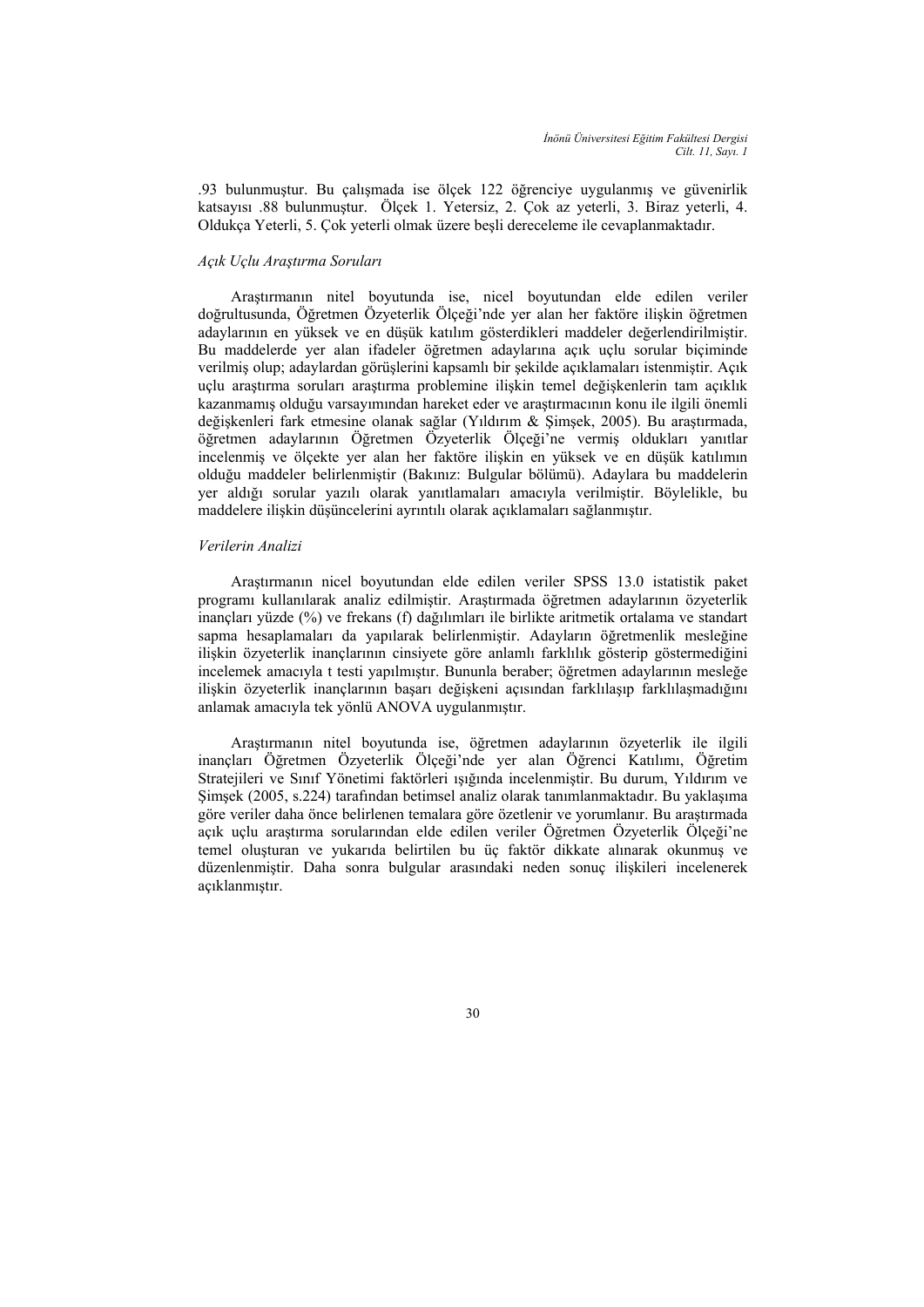.93 bulunmuştur. Bu çalışmada ise ölçek 122 öğrenciye uygulanmış ve güvenirlik katsayısı .88 bulunmuştur. Ölçek 1. Yetersiz, 2. Çok az yeterli, 3. Biraz yeterli, 4. Oldukça Yeterli, 5. Çok yeterli olmak üzere beşli dereceleme ile cevaplanmaktadır.

*Açık Uçlu Araştırma Soruları*

Araştırmanın nitel boyutunda ise, nicel boyutundan elde edilen veriler doğrultusunda, Öğretmen Özyeterlik Ölçeği'nde yer alan her faktöre ilişkin öğretmen adaylarının en yüksek ve en düşük katılım gösterdikleri maddeler değerlendirilmiştir. Bu maddelerde yer alan ifadeler öğretmen adaylarına açık uçlu sorular biçiminde verilmiş olup; adaylardan görüşlerini kapsamlı bir şekilde açıklamaları istenmiştir. Açık uçlu araştırma soruları araştırma problemine ilişkin temel değişkenlerin tam açıklık kazanmamış olduğu varsayımından hareket eder ve araştırmacının konu ile ilgili önemli değişkenleri fark etmesine olanak sağlar (Yıldırım & Şimşek, 2005). Bu araştırmada, öğretmen adaylarının Öğretmen Özyeterlik Ölçeği'ne vermiş oldukları yanıtlar incelenmiş ve ölçekte yer alan her faktöre ilişkin en yüksek ve en düşük katılımın olduğu maddeler belirlenmiştir (Bakınız: Bulgular bölümü). Adaylara bu maddelerin yer aldığı sorular yazılı olarak yanıtlamaları amacıyla verilmiştir. Böylelikle, bu maddelere ilişkin düşüncelerini ayrıntılı olarak açıklamaları sağlanmıştır.

*Verilerin Analizi*

Araştırmanın nicel boyutundan elde edilen veriler SPSS 13.0 istatistik paket programı kullanılarak analiz edilmiştir. Araştırmada öğretmen adaylarının özyeterlik inançları yüzde (%) ve frekans (f) dağılımları ile birlikte aritmetik ortalama ve standart sapma hesaplamaları da yapılarak belirlenmiştir. Adayların öğretmenlik mesleğine ilişkin özyeterlik inançlarının cinsiyete göre anlamlı farklılık gösterip göstermediğini incelemek amacıyla t testi yapılmıştır. Bununla beraber; öğretmen adaylarının mesleğe ilişkin özyeterlik inançlarının başarı değişkeni açısından farklılaşıp farklılaşmadığını anlamak amacıyla tek yönlü ANOVA uygulanmıştır.

Araştırmanın nitel boyutunda ise, öğretmen adaylarının özyeterlik ile ilgili inançları Öğretmen Özyeterlik Ölçeği'nde yer alan Öğrenci Katılımı, Öğretim Stratejileri ve Sınıf Yönetimi faktörleri ışığında incelenmiştir. Bu durum, Yıldırım ve Şimşek (2005, s.224) tarafından betimsel analiz olarak tanımlanmaktadır. Bu yaklaşıma göre veriler daha önce belirlenen temalara göre özetlenir ve yorumlanır. Bu araştırmada açık uçlu araştırma sorularından elde edilen veriler Öğretmen Özyeterlik Ölçeği'ne temel oluşturan ve yukarıda belirtilen bu üç faktör dikkate alınarak okunmuş ve düzenlenmiştir. Daha sonra bulgular arasındaki neden sonuç ilişkileri incelenerek açıklanmıştır.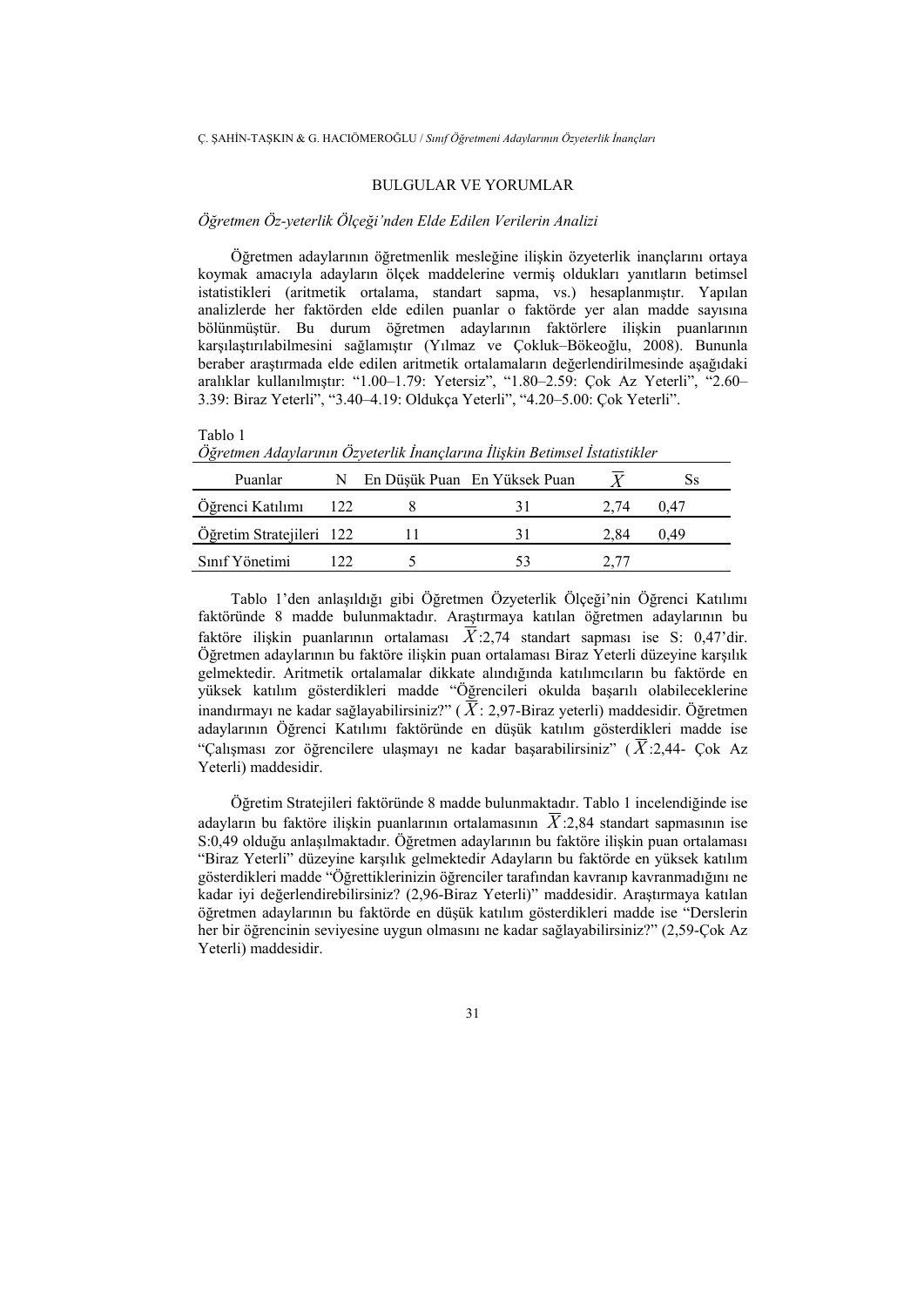## BULGULAR VE YORUMLAR

### *Öğretmen Öz-yeterlik Ölçeği'nden Elde Edilen Verilerin Analizi*

Öğretmen adaylarının öğretmenlik mesleğine ilişkin özyeterlik inançlarını ortaya koymak amacıyla adayların ölçek maddelerine vermiş oldukları yanıtların betimsel istatistikleri (aritmetik ortalama, standart sapma, vs.) hesaplanmıştır. Yapılan analizlerde her faktörden elde edilen puanlar o faktörde yer alan madde sayısına bölünmüştür. Bu durum öğretmen adaylarının faktörlere ilişkin puanlarının karşılaştırılabilmesini sağlamıştır (Yılmaz ve Çokluk–Bökeoğlu, 2008). Bununla beraber araştırmada elde edilen aritmetik ortalamaların değerlendirilmesinde aşağıdaki aralıklar kullanılmıştır: "1.00–1.79: Yetersiz", "1.80–2.59: Çok Az Yeterli", "2.60–3.39: Biraz Yeterli", "3.40–4.19: Oldukça Yeterli", "4.20–5.00: Çok Yeterli".

Tablo 1
*Öğretmen Adaylarının Özyeterlik İnançlarına İlişkin Betimsel İstatistikler*

| Puanlar | N | En Düşük Puan | En Yüksek Puan | $\overline{X}$ | Ss |
|---|---|---|---|---|---|
| Öğrenci Katılımı | 122 | 8 | 31 | 2,74 | 0,47 |
| Öğretim Stratejileri | 122 | 11 | 31 | 2,84 | 0,49 |
| Sınıf Yönetimi | 122 | 5 | 53 | 2,77 | |

Tablo 1'den anlaşıldığı gibi Öğretmen Özyeterlik Ölçeği'nin Öğrenci Katılımı faktöründe 8 madde bulunmaktadır. Araştırmaya katılan öğretmen adaylarının bu faktöre ilişkin puanlarının ortalaması $\overline{X}$:2,74 standart sapması ise S: 0,47'dir. Öğretmen adaylarının bu faktöre ilişkin puan ortalaması Biraz Yeterli düzeyine karşılık gelmektedir. Aritmetik ortalamalar dikkate alındığında katılımcıların bu faktörde en yüksek katılım gösterdikleri madde "Öğrencileri okulda başarılı olabileceklerine inandırmayı ne kadar sağlayabilirsiniz?" ($\overline{X}$: 2,97-Biraz yeterli) maddesidir. Öğretmen adaylarının Öğrenci Katılımı faktöründe en düşük katılım gösterdikleri madde ise "Çalışması zor öğrencilere ulaşmayı ne kadar başarabilirsiniz" ($\overline{X}$:2,44- Çok Az Yeterli) maddesidir.

Öğretim Stratejileri faktöründe 8 madde bulunmaktadır. Tablo 1 incelendiğinde ise adayların bu faktöre ilişkin puanlarının ortalamasının $\overline{X}$:2,84 standart sapmasının ise S:0,49 olduğu anlaşılmaktadır. Öğretmen adaylarının bu faktöre ilişkin puan ortalaması "Biraz Yeterli" düzeyine karşılık gelmektedir Adayların bu faktörde en yüksek katılım gösterdikleri madde "Öğrettiklerinizin öğrenciler tarafından kavranıp kavranmadığını ne kadar iyi değerlendirebilirsiniz? (2,96-Biraz Yeterli)" maddesidir. Araştırmaya katılan öğretmen adaylarının bu faktörde en düşük katılım gösterdikleri madde ise "Derslerin her bir öğrencinin seviyesine uygun olmasını ne kadar sağlayabilirsiniz?" (2,59-Çok Az Yeterli) maddesidir.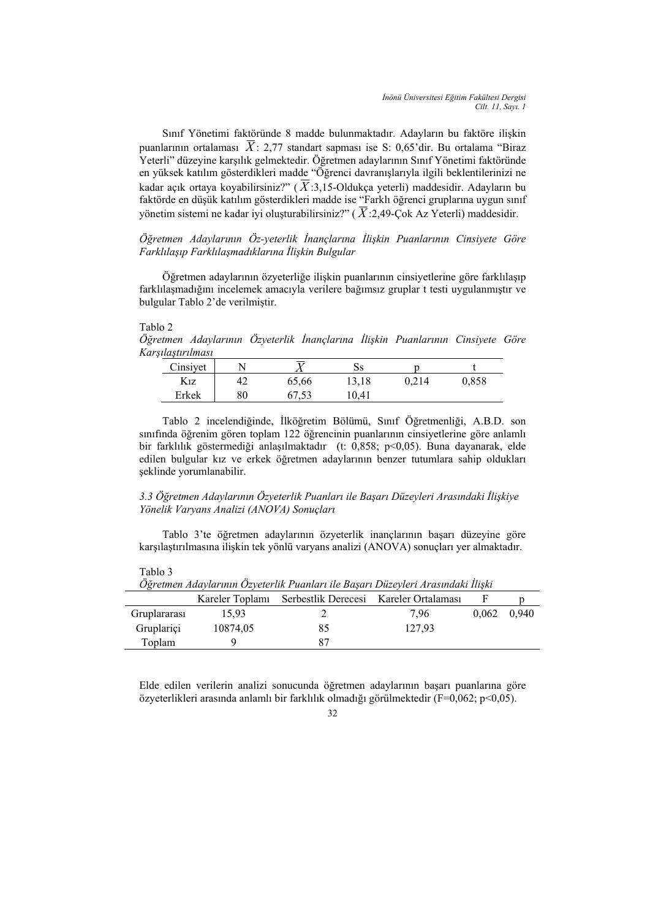Sınıf Yönetimi faktöründe 8 madde bulunmaktadır. Adayların bu faktöre ilişkin puanlarının ortalaması $\overline{X}$: 2,77 standart sapması ise S: 0,65'dir. Bu ortalama "Biraz Yeterli" düzeyine karşılık gelmektedir. Öğretmen adaylarının Sınıf Yönetimi faktöründe en yüksek katılım gösterdikleri madde "Öğrenci davranışlarıyla ilgili beklentilerinizi ne kadar açık ortaya koyabilirsiniz?" ($\overline{X}$:3,15-Oldukça yeterli) maddesidir. Adayların bu faktörde en düşük katılım gösterdikleri madde ise "Farklı öğrenci gruplarına uygun sınıf yönetim sistemi ne kadar iyi oluşturabilirsiniz?" ($\overline{X}$:2,49-Çok Az Yeterli) maddesidir.

*Öğretmen Adaylarının Öz-yeterlik İnançlarına İlişkin Puanlarının Cinsiyete Göre Farklılaşıp Farklılaşmadıklarına İlişkin Bulgular*

Öğretmen adaylarının özyeterliğe ilişkin puanlarının cinsiyetlerine göre farklılaşıp farklılaşmadığını incelemek amacıyla verilere bağımsız gruplar t testi uygulanmıştır ve bulgular Tablo 2'de verilmiştir.

Tablo 2
*Öğretmen Adaylarının Özyeterlik İnançlarına İlişkin Puanlarının Cinsiyete Göre Karşılaştırılması*

| Cinsiyet | N | $\overline{X}$ | Ss | p | t |
|---|---|---|---|---|---|
| Kız | 42 | 65,66 | 13,18 | 0,214 | 0,858 |
| Erkek | 80 | 67,53 | 10,41 | | |

Tablo 2 incelendiğinde, İlköğretim Bölümü, Sınıf Öğretmenliği, A.B.D. son sınıfında öğrenim gören toplam 122 öğrencinin puanlarının cinsiyetlerine göre anlamlı bir farklılık göstermediği anlaşılmaktadır (t: 0,858; p<0,05). Buna dayanarak, elde edilen bulgular kız ve erkek öğretmen adaylarının benzer tutumlara sahip oldukları şeklinde yorumlanabilir.

*3.3 Öğretmen Adaylarının Özyeterlik Puanları ile Başarı Düzeyleri Arasındaki İlişkiye Yönelik Varyans Analizi (ANOVA) Sonuçları*

Tablo 3'te öğretmen adaylarının özyeterlik inançlarının başarı düzeyine göre karşılaştırılmasına ilişkin tek yönlü varyans analizi (ANOVA) sonuçları yer almaktadır.

Tablo 3
*Öğretmen Adaylarının Özyeterlik Puanları ile Başarı Düzeyleri Arasındaki İlişki*

| | Kareler Toplamı | Serbestlik Derecesi | Kareler Ortalaması | F | p |
|---|---|---|---|---|---|
| Gruplararası | 15,93 | 2 | 7,96 | 0,062 | 0,940 |
| Gruplariçi | 10874,05 | 85 | 127,93 | | |
| Toplam | 9 | 87 | | | |

Elde edilen verilerin analizi sonucunda öğretmen adaylarının başarı puanlarına göre özyeterlikleri arasında anlamlı bir farklılık olmadığı görülmektedir (F=0,062; p<0,05).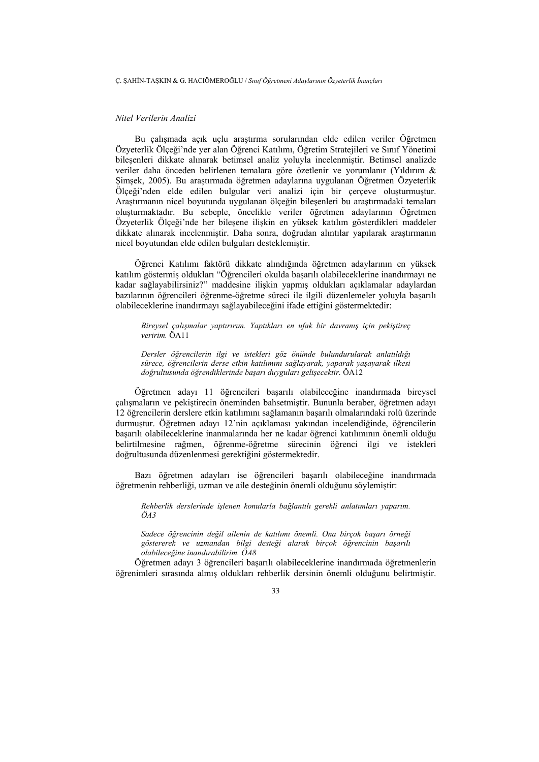### *Nitel Verilerin Analizi*

Bu çalışmada açık uçlu araştırma sorularından elde edilen veriler Öğretmen Özyeterlik Ölçeği'nde yer alan Öğrenci Katılımı, Öğretim Stratejileri ve Sınıf Yönetimi bileşenleri dikkate alınarak betimsel analiz yoluyla incelenmiştir. Betimsel analizde veriler daha önceden belirlenen temalara göre özetlenir ve yorumlanır (Yıldırım & Şimşek, 2005). Bu araştırmada öğretmen adaylarına uygulanan Öğretmen Özyeterlik Ölçeği'nden elde edilen bulgular veri analizi için bir çerçeve oluşturmuştur. Araştırmanın nicel boyutunda uygulanan ölçeğin bileşenleri bu araştırmadaki temaları oluşturmaktadır. Bu sebeple, öncelikle veriler öğretmen adaylarının Öğretmen Özyeterlik Ölçeği'nde her bileşene ilişkin en yüksek katılım gösterdikleri maddeler dikkate alınarak incelenmiştir. Daha sonra, doğrudan alıntılar yapılarak araştırmanın nicel boyutundan elde edilen bulguları desteklemiştir.

Öğrenci Katılımı faktörü dikkate alındığında öğretmen adaylarının en yüksek katılım göstermiş oldukları "Öğrencileri okulda başarılı olabileceklerine inandırmayı ne kadar sağlayabilirsiniz?" maddesine ilişkin yapmış oldukları açıklamalar adaylardan bazılarının öğrencileri öğrenme-öğretme süreci ile ilgili düzenlemeler yoluyla başarılı olabileceklerine inandırmayı sağlayabileceğini ifade ettiğini göstermektedir:

> *Bireysel çalışmalar yaptırırım. Yaptıkları en ufak bir davranış için pekiştireç veririm.* ÖA11
>
> *Dersler öğrencilerin ilgi ve istekleri göz önünde bulundurularak anlatıldığı sürece, öğrencilerin derse etkin katılımını sağlayarak, yaparak yaşayarak ilkesi doğrultusunda öğrendiklerinde başarı duyguları gelişecektir.* ÖA12

Öğretmen adayı 11 öğrencileri başarılı olabileceğine inandırmada bireysel çalışmaların ve pekiştirecin öneminden bahsetmiştir. Bununla beraber, öğretmen adayı 12 öğrencilerin derslere etkin katılımını sağlamanın başarılı olmalarındaki rolü üzerinde durmuştur. Öğretmen adayı 12'nin açıklaması yakından incelendiğinde, öğrencilerin başarılı olabileceklerine inanmalarında her ne kadar öğrenci katılımının önemli olduğu belirtilmesine rağmen, öğrenme-öğretme sürecinin öğrenci ilgi ve istekleri doğrultusunda düzenlenmesi gerektiğini göstermektedir.

Bazı öğretmen adayları ise öğrencileri başarılı olabileceğine inandırmada öğretmenin rehberliği, uzman ve aile desteğinin önemli olduğunu söylemiştir:

> *Rehberlik derslerinde işlenen konularla bağlantılı gerekli anlatımları yaparım. ÖA3*
>
> *Sadece öğrencinin değil ailenin de katılımı önemli. Ona birçok başarı örneği göstererek ve uzmandan bilgi desteği alarak birçok öğrencinin başarılı olabileceğine inandırabilirim. ÖA8*

Öğretmen adayı 3 öğrencileri başarılı olabileceklerine inandırmada öğretmenlerin öğrenimleri sırasında almış oldukları rehberlik dersinin önemli olduğunu belirtmiştir.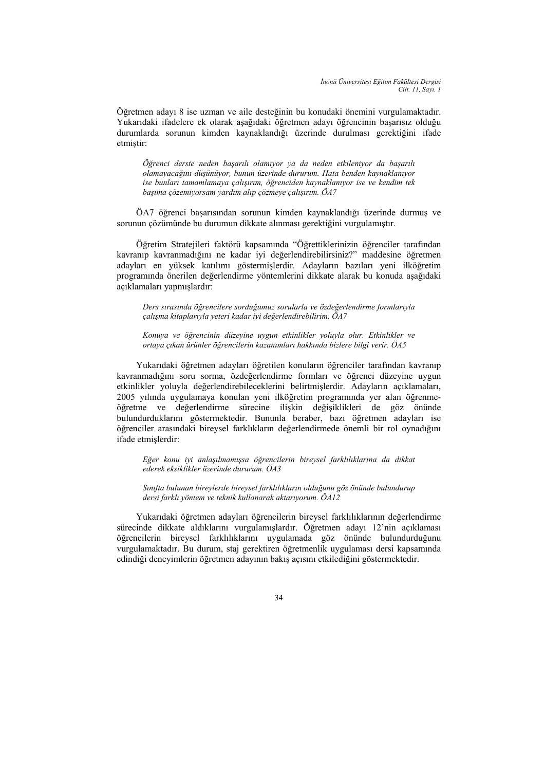Öğretmen adayı 8 ise uzman ve aile desteğinin bu konudaki önemini vurgulamaktadır. Yukarıdaki ifadelere ek olarak aşağıdaki öğretmen adayı öğrencinin başarısız olduğu durumlarda sorunun kimden kaynaklandığı üzerinde durulması gerektiğini ifade etmiştir:

> *Öğrenci derste neden başarılı olamıyor ya da neden etkileniyor da başarılı olamayacağını düşünüyor, bunun üzerinde dururum. Hata benden kaynaklanıyor ise bunları tamamlamaya çalışırım, öğrenciden kaynaklanıyor ise ve kendim tek başıma çözemiyorsam yardım alıp çözmeye çalışırım. ÖA7*

ÖA7 öğrenci başarısından sorunun kimden kaynaklandığı üzerinde durmuş ve sorunun çözümünde bu durumun dikkate alınması gerektiğini vurgulamıştır.

Öğretim Stratejileri faktörü kapsamında "Öğrettiklerinizin öğrenciler tarafından kavranıp kavranmadığını ne kadar iyi değerlendirebilirsiniz?" maddesine öğretmen adayları en yüksek katılımı göstermişlerdir. Adayların bazıları yeni ilköğretim programında önerilen değerlendirme yöntemlerini dikkate alarak bu konuda aşağıdaki açıklamaları yapmışlardır:

> *Ders sırasında öğrencilere sorduğumuz sorularla ve özdeğerlendirme formlarıyla çalışma kitaplarıyla yeteri kadar iyi değerlendirebilirim. ÖA7*

> *Konuya ve öğrencinin düzeyine uygun etkinlikler yoluyla olur. Etkinlikler ve ortaya çıkan ürünler öğrencilerin kazanımları hakkında bizlere bilgi verir. ÖA5*

Yukarıdaki öğretmen adayları öğretilen konuların öğrenciler tarafından kavranıp kavranmadığını soru sorma, özdeğerlendirme formları ve öğrenci düzeyine uygun etkinlikler yoluyla değerlendirebileceklerini belirtmişlerdir. Adayların açıklamaları, 2005 yılında uygulamaya konulan yeni ilköğretim programında yer alan öğrenme-öğretme ve değerlendirme sürecine ilişkin değişiklikleri de göz önünde bulundurduklarını göstermektedir. Bununla beraber, bazı öğretmen adayları ise öğrenciler arasındaki bireysel farklıkların değerlendirmede önemli bir rol oynadığını ifade etmişlerdir:

> *Eğer konu iyi anlaşılmamışsa öğrencilerin bireysel farklılıklarına da dikkat ederek eksiklikler üzerinde dururum. ÖA3*

> *Sınıfta bulunan bireylerde bireysel farklılıkların olduğunu göz önünde bulundurup dersi farklı yöntem ve teknik kullanarak aktarıyorum. ÖA12*

Yukarıdaki öğretmen adayları öğrencilerin bireysel farklılıklarının değerlendirme sürecinde dikkate aldıklarını vurgulamışlardır. Öğretmen adayı 12'nin açıklaması öğrencilerin bireysel farklılıklarını uygulamada göz önünde bulundurduğunu vurgulamaktadır. Bu durum, staj gerektiren öğretmenlik uygulaması dersi kapsamında edindiği deneyimlerin öğretmen adayının bakış açısını etkilediğini göstermektedir.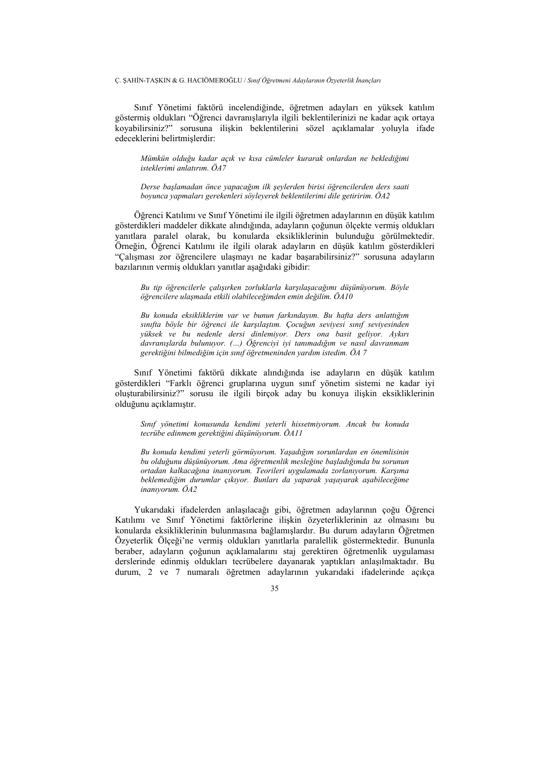Sınıf Yönetimi faktörü incelendiğinde, öğretmen adayları en yüksek katılım göstermiş oldukları "Öğrenci davranışlarıyla ilgili beklentilerinizi ne kadar açık ortaya koyabilirsiniz?" sorusuna ilişkin beklentilerini sözel açıklamalar yoluyla ifade edeceklerini belirtmişlerdir:

> *Mümkün olduğu kadar açık ve kısa cümleler kurarak onlardan ne beklediğimi isteklerimi anlatırım. ÖA7*
>
> *Derse başlamadan önce yapacağım ilk şeylerden birisi öğrencilerden ders saati boyunca yapmaları gerekenleri söyleyerek beklentilerimi dile getiririm. ÖA2*

Öğrenci Katılımı ve Sınıf Yönetimi ile ilgili öğretmen adaylarının en düşük katılım gösterdikleri maddeler dikkate alındığında, adayların çoğunun ölçekte vermiş oldukları yanıtlara paralel olarak, bu konularda eksikliklerinin bulunduğu görülmektedir. Örneğin, Öğrenci Katılımı ile ilgili olarak adayların en düşük katılım gösterdikleri "Çalışması zor öğrencilere ulaşmayı ne kadar başarabilirsiniz?" sorusuna adayların bazılarının vermiş oldukları yanıtlar aşağıdaki gibidir:

> *Bu tip öğrencilerle çalışırken zorluklarla karşılaşacağımı düşünüyorum. Böyle öğrencilere ulaşmada etkili olabileceğimden emin değilim. ÖA10*
>
> *Bu konuda eksikliklerim var ve bunun farkındayım. Bu hafta ders anlattığım sınıfta böyle bir öğrenci ile karşılaştım. Çocuğun seviyesi sınıf seviyesinden yüksek ve bu nedenle dersi dinlemiyor. Ders ona basit geliyor. Aykırı davranışlarda bulunuyor. (…) Öğrenciyi iyi tanımadığım ve nasıl davranmam gerektiğini bilmediğim için sınıf öğretmeninden yardım istedim. ÖA 7*

Sınıf Yönetimi faktörü dikkate alındığında ise adayların en düşük katılım gösterdikleri "Farklı öğrenci gruplarına uygun sınıf yönetim sistemi ne kadar iyi oluşturabilirsiniz?" sorusu ile ilgili birçok aday bu konuya ilişkin eksikliklerinin olduğunu açıklamıştır.

> *Sınıf yönetimi konusunda kendimi yeterli hissetmiyorum. Ancak bu konuda tecrübe edinmem gerektiğini düşünüyorum. ÖA11*
>
> *Bu konuda kendimi yeterli görmüyorum. Yaşadığım sorunlardan en önemlisinin bu olduğunu düşünüyorum. Ama öğretmenlik mesleğine başladığımda bu sorunun ortadan kalkacağına inanıyorum. Teorileri uygulamada zorlanıyorum. Karşıma beklemediğim durumlar çıkıyor. Bunları da yaparak yaşayarak aşabileceğime inanıyorum. ÖA2*

Yukarıdaki ifadelerden anlaşılacağı gibi, öğretmen adaylarının çoğu Öğrenci Katılımı ve Sınıf Yönetimi faktörlerine ilişkin özyeterliklerinin az olmasını bu konularda eksikliklerinin bulunmasına bağlamışlardır. Bu durum adayların Öğretmen Özyeterlik Ölçeği'ne vermiş oldukları yanıtlarla paralellik göstermektedir. Bununla beraber, adayların çoğunun açıklamalarını staj gerektiren öğretmenlik uygulaması derslerinde edinmiş oldukları tecrübelere dayanarak yaptıkları anlaşılmaktadır. Bu durum, 2 ve 7 numaralı öğretmen adaylarının yukarıdaki ifadelerinde açıkça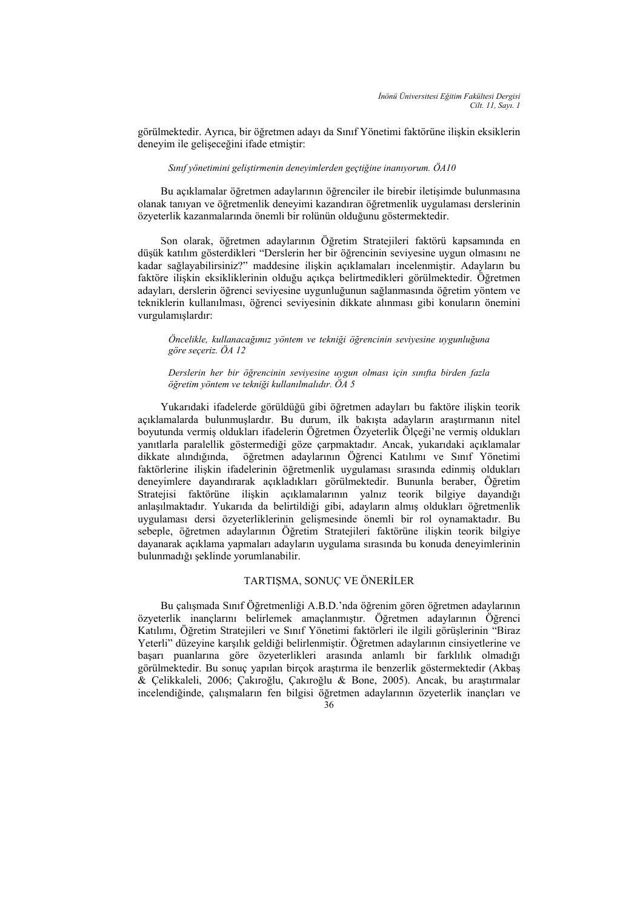görülmektedir. Ayrıca, bir öğretmen adayı da Sınıf Yönetimi faktörüne ilişkin eksiklerin deneyim ile gelişeceğini ifade etmiştir:

> *Sınıf yönetimini geliştirmenin deneyimlerden geçtiğine inanıyorum. ÖA10*

Bu açıklamalar öğretmen adaylarının öğrenciler ile birebir iletişimde bulunmasına olanak tanıyan ve öğretmenlik deneyimi kazandıran öğretmenlik uygulaması derslerinin özyeterlik kazanmalarında önemli bir rolünün olduğunu göstermektedir.

Son olarak, öğretmen adaylarının Öğretim Stratejileri faktörü kapsamında en düşük katılım gösterdikleri "Derslerin her bir öğrencinin seviyesine uygun olmasını ne kadar sağlayabilirsiniz?" maddesine ilişkin açıklamaları incelenmiştir. Adayların bu faktöre ilişkin eksikliklerinin olduğu açıkça belirtmedikleri görülmektedir. Öğretmen adayları, derslerin öğrenci seviyesine uygunluğunun sağlanmasında öğretim yöntem ve tekniklerin kullanılması, öğrenci seviyesinin dikkate alınması gibi konuların önemini vurgulamışlardır:

> *Öncelikle, kullanacağımız yöntem ve tekniği öğrencinin seviyesine uygunluğuna göre seçeriz. ÖA 12*

> *Derslerin her bir öğrencinin seviyesine uygun olması için sınıfta birden fazla öğretim yöntem ve tekniği kullanılmalıdır. ÖA 5*

Yukarıdaki ifadelerde görüldüğü gibi öğretmen adayları bu faktöre ilişkin teorik açıklamalarda bulunmuşlardır. Bu durum, ilk bakışta adayların araştırmanın nitel boyutunda vermiş oldukları ifadelerin Öğretmen Özyeterlik Ölçeği'ne vermiş oldukları yanıtlarla paralellik göstermediği göze çarpmaktadır. Ancak, yukarıdaki açıklamalar dikkate alındığında, öğretmen adaylarının Öğrenci Katılımı ve Sınıf Yönetimi faktörlerine ilişkin ifadelerinin öğretmenlik uygulaması sırasında edinmiş oldukları deneyimlere dayandırarak açıkladıkları görülmektedir. Bununla beraber, Öğretim Stratejisi faktörüne ilişkin açıklamalarının yalnız teorik bilgiye dayandığı anlaşılmaktadır. Yukarıda da belirtildiği gibi, adayların almış oldukları öğretmenlik uygulaması dersi özyeterliklerinin gelişmesinde önemli bir rol oynamaktadır. Bu sebeple, öğretmen adaylarının Öğretim Stratejileri faktörüne ilişkin teorik bilgiye dayanarak açıklama yapmaları adayların uygulama sırasında bu konuda deneyimlerinin bulunmadığı şeklinde yorumlanabilir.

## TARTIŞMA, SONUÇ VE ÖNERİLER

Bu çalışmada Sınıf Öğretmenliği A.B.D.'nda öğrenim gören öğretmen adaylarının özyeterlik inançlarını belirlemek amaçlanmıştır. Öğretmen adaylarının Öğrenci Katılımı, Öğretim Stratejileri ve Sınıf Yönetimi faktörleri ile ilgili görüşlerinin "Biraz Yeterli" düzeyine karşılık geldiği belirlenmiştir. Öğretmen adaylarının cinsiyetlerine ve başarı puanlarına göre özyeterlikleri arasında anlamlı bir farklılık olmadığı görülmektedir. Bu sonuç yapılan birçok araştırma ile benzerlik göstermektedir (Akbaş & Çelikkaleli, 2006; Çakıroğlu, Çakıroğlu & Bone, 2005). Ancak, bu araştırmalar incelendiğinde, çalışmaların fen bilgisi öğretmen adaylarının özyeterlik inançları ve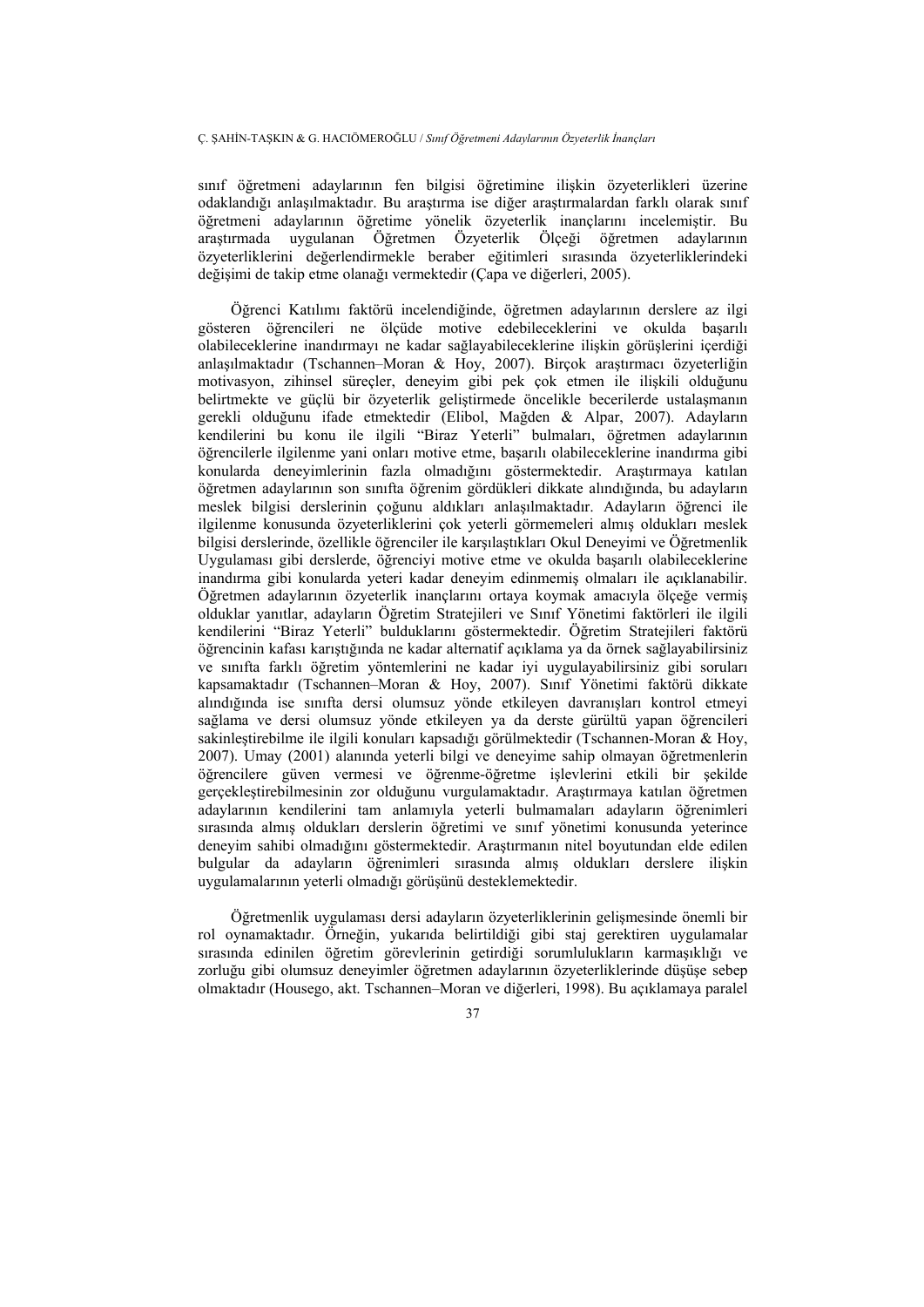sınıf öğretmeni adaylarının fen bilgisi öğretimine ilişkin özyeterlikleri üzerine odaklandığı anlaşılmaktadır. Bu araştırma ise diğer araştırmalardan farklı olarak sınıf öğretmeni adaylarının öğretime yönelik özyeterlik inançlarını incelemiştir. Bu araştırmada uygulanan Öğretmen Özyeterlik Ölçeği öğretmen adaylarının özyeterliklerini değerlendirmekle beraber eğitimleri sırasında özyeterliklerindeki değişimi de takip etme olanağı vermektedir (Çapa ve diğerleri, 2005).

Öğrenci Katılımı faktörü incelendiğinde, öğretmen adaylarının derslere az ilgi gösteren öğrencileri ne ölçüde motive edebileceklerini ve okulda başarılı olabileceklerine inandırmayı ne kadar sağlayabileceklerine ilişkin görüşlerini içerdiği anlaşılmaktadır (Tschannen–Moran & Hoy, 2007). Birçok araştırmacı özyeterliğin motivasyon, zihinsel süreçler, deneyim gibi pek çok etmen ile ilişkili olduğunu belirtmekte ve güçlü bir özyeterlik geliştirmede öncelikle becerilerde ustalaşmanın gerekli olduğunu ifade etmektedir (Elibol, Mağden & Alpar, 2007). Adayların kendilerini bu konu ile ilgili "Biraz Yeterli" bulmaları, öğretmen adaylarının öğrencilerle ilgilenme yani onları motive etme, başarılı olabileceklerine inandırma gibi konularda deneyimlerinin fazla olmadığını göstermektedir. Araştırmaya katılan öğretmen adaylarının son sınıfta öğrenim gördükleri dikkate alındığında, bu adayların meslek bilgisi derslerinin çoğunu aldıkları anlaşılmaktadır. Adayların öğrenci ile ilgilenme konusunda özyeterliklerini çok yeterli görmemeleri almış oldukları meslek bilgisi derslerinde, özellikle öğrenciler ile karşılaştıkları Okul Deneyimi ve Öğretmenlik Uygulaması gibi derslerde, öğrenciyi motive etme ve okulda başarılı olabileceklerine inandırma gibi konularda yeteri kadar deneyim edinmemiş olmaları ile açıklanabilir. Öğretmen adaylarının özyeterlik inançlarını ortaya koymak amacıyla ölçeğe vermiş olduklar yanıtlar, adayların Öğretim Stratejileri ve Sınıf Yönetimi faktörleri ile ilgili kendilerini "Biraz Yeterli" bulduklarını göstermektedir. Öğretim Stratejileri faktörü öğrencinin kafası karıştığında ne kadar alternatif açıklama ya da örnek sağlayabilirsiniz ve sınıfta farklı öğretim yöntemlerini ne kadar iyi uygulayabilirsiniz gibi soruları kapsamaktadır (Tschannen–Moran & Hoy, 2007). Sınıf Yönetimi faktörü dikkate alındığında ise sınıfta dersi olumsuz yönde etkileyen davranışları kontrol etmeyi sağlama ve dersi olumsuz yönde etkileyen ya da derste gürültü yapan öğrencileri sakinleştirebilme ile ilgili konuları kapsadığı görülmektedir (Tschannen-Moran & Hoy, 2007). Umay (2001) alanında yeterli bilgi ve deneyime sahip olmayan öğretmenlerin öğrencilere güven vermesi ve öğrenme-öğretme işlevlerini etkili bir şekilde gerçekleştirebilmesinin zor olduğunu vurgulamaktadır. Araştırmaya katılan öğretmen adaylarının kendilerini tam anlamıyla yeterli bulmamaları adayların öğrenimleri sırasında almış oldukları derslerin öğretimi ve sınıf yönetimi konusunda yeterince deneyim sahibi olmadığını göstermektedir. Araştırmanın nitel boyutundan elde edilen bulgular da adayların öğrenimleri sırasında almış oldukları derslere ilişkin uygulamalarının yeterli olmadığı görüşünü desteklemektedir.

Öğretmenlik uygulaması dersi adayların özyeterliklerinin gelişmesinde önemli bir rol oynamaktadır. Örneğin, yukarıda belirtildiği gibi staj gerektiren uygulamalar sırasında edinilen öğretim görevlerinin getirdiği sorumlulukların karmaşıklığı ve zorluğu gibi olumsuz deneyimler öğretmen adaylarının özyeterliklerinde düşüşe sebep olmaktadır (Housego, akt. Tschannen–Moran ve diğerleri, 1998). Bu açıklamaya paralel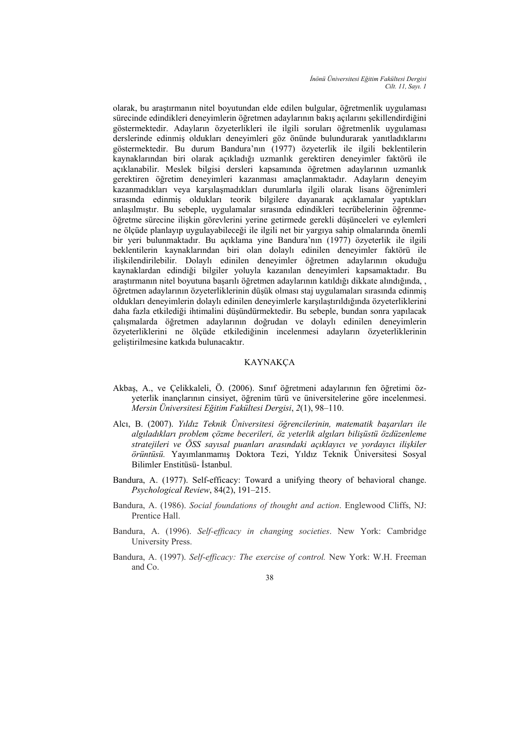olarak, bu araştırmanın nitel boyutundan elde edilen bulgular, öğretmenlik uygulaması sürecinde edindikleri deneyimlerin öğretmen adaylarının bakış açılarını şekillendirdiğini göstermektedir. Adayların özyeterlikleri ile ilgili soruları öğretmenlik uygulaması derslerinde edinmiş oldukları deneyimleri göz önünde bulundurarak yanıtladıklarını göstermektedir. Bu durum Bandura'nın (1977) özyeterlik ile ilgili beklentilerin kaynaklarından biri olarak açıkladığı uzmanlık gerektiren deneyimler faktörü ile açıklanabilir. Meslek bilgisi dersleri kapsamında öğretmen adaylarının uzmanlık gerektiren öğretim deneyimleri kazanması amaçlanmaktadır. Adayların deneyim kazanmadıkları veya karşılaşmadıkları durumlarla ilgili olarak lisans öğrenimleri sırasında edinmiş oldukları teorik bilgilere dayanarak açıklamalar yaptıkları anlaşılmıştır. Bu sebeple, uygulamalar sırasında edindikleri tecrübelerinin öğrenme-öğretme sürecine ilişkin görevlerini yerine getirmede gerekli düşünceleri ve eylemleri ne ölçüde planlayıp uygulayabileceği ile ilgili net bir yargıya sahip olmalarında önemli bir yeri bulunmaktadır. Bu açıklama yine Bandura'nın (1977) özyeterlik ile ilgili beklentilerin kaynaklarından biri olan dolaylı edinilen deneyimler faktörü ile ilişkilendirilebilir. Dolaylı edinilen deneyimler öğretmen adaylarının okuduğu kaynaklardan edindiği bilgiler yoluyla kazanılan deneyimleri kapsamaktadır. Bu araştırmanın nitel boyutuna başarılı öğretmen adaylarının katıldığı dikkate alındığında, , öğretmen adaylarının özyeterliklerinin düşük olması staj uygulamaları sırasında edinmiş oldukları deneyimlerin dolaylı edinilen deneyimlerle karşılaştırıldığında özyeterliklerini daha fazla etkilediği ihtimalini düşündürmektedir. Bu sebeple, bundan sonra yapılacak çalışmalarda öğretmen adaylarının doğrudan ve dolaylı edinilen deneyimlerin özyeterliklerini ne ölçüde etkilediğinin incelenmesi adayların özyeterliklerinin geliştirilmesine katkıda bulunacaktır.

## KAYNAKÇA

Akbaş, A., ve Çelikkaleli, Ö. (2006). Sınıf öğretmeni adaylarının fen öğretimi öz-yeterlik inançlarının cinsiyet, öğrenim türü ve üniversitelerine göre incelenmesi. *Mersin Üniversitesi Eğitim Fakültesi Dergisi*, *2*(1), 98–110.

Alcı, B. (2007). *Yıldız Teknik Üniversitesi öğrencilerinin, matematik başarıları ile algıladıkları problem çözme becerileri, öz yeterlik algıları bilişüstü özdüzenleme stratejileri ve ÖSS sayısal puanları arasındaki açıklayıcı ve yordayıcı ilişkiler örüntüsü.* Yayımlanmamış Doktora Tezi, Yıldız Teknik Üniversitesi Sosyal Bilimler Enstitüsü- İstanbul.

Bandura, A. (1977). Self-efficacy: Toward a unifying theory of behavioral change. *Psychological Review*, 84(2), 191–215.

Bandura, A. (1986). *Social foundations of thought and action*. Englewood Cliffs, NJ: Prentice Hall.

Bandura, A. (1996). *Self-efficacy in changing societies*. New York: Cambridge University Press.

Bandura, A. (1997). *Self-efficacy: The exercise of control.* New York: W.H. Freeman and Co.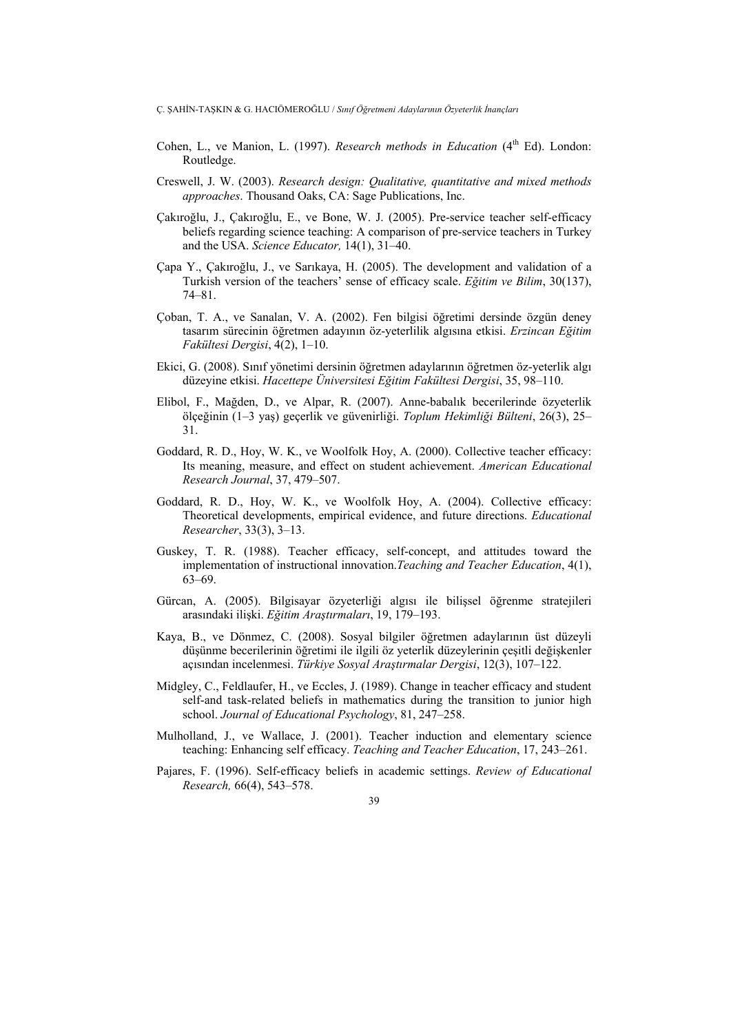Cohen, L., ve Manion, L. (1997). *Research methods in Education* (4th Ed). London: Routledge.

Creswell, J. W. (2003). *Research design: Qualitative, quantitative and mixed methods approaches*. Thousand Oaks, CA: Sage Publications, Inc.

Çakıroğlu, J., Çakıroğlu, E., ve Bone, W. J. (2005). Pre-service teacher self-efficacy beliefs regarding science teaching: A comparison of pre-service teachers in Turkey and the USA. *Science Educator,* 14(1), 31–40.

Çapa Y., Çakıroğlu, J., ve Sarıkaya, H. (2005). The development and validation of a Turkish version of the teachers' sense of efficacy scale. *Eğitim ve Bilim*, 30(137), 74–81.

Çoban, T. A., ve Sanalan, V. A. (2002). Fen bilgisi öğretimi dersinde özgün deney tasarım sürecinin öğretmen adayının öz-yeterlilik algısına etkisi. *Erzincan Eğitim Fakültesi Dergisi*, 4(2), 1–10.

Ekici, G. (2008). Sınıf yönetimi dersinin öğretmen adaylarının öğretmen öz-yeterlik algı düzeyine etkisi. *Hacettepe Üniversitesi Eğitim Fakültesi Dergisi*, 35, 98–110.

Elibol, F., Mağden, D., ve Alpar, R. (2007). Anne-babalık becerilerinde özyeterlik ölçeğinin (1–3 yaş) geçerlik ve güvenirliği. *Toplum Hekimliği Bülteni*, 26(3), 25–31.

Goddard, R. D., Hoy, W. K., ve Woolfolk Hoy, A. (2000). Collective teacher efficacy: Its meaning, measure, and effect on student achievement. *American Educational Research Journal*, 37, 479–507.

Goddard, R. D., Hoy, W. K., ve Woolfolk Hoy, A. (2004). Collective efficacy: Theoretical developments, empirical evidence, and future directions. *Educational Researcher*, 33(3), 3–13.

Guskey, T. R. (1988). Teacher efficacy, self-concept, and attitudes toward the implementation of instructional innovation.*Teaching and Teacher Education*, 4(1), 63–69.

Gürcan, A. (2005). Bilgisayar özyeterliği algısı ile bilişsel öğrenme stratejileri arasındaki ilişki. *Eğitim Araştırmaları*, 19, 179–193.

Kaya, B., ve Dönmez, C. (2008). Sosyal bilgiler öğretmen adaylarının üst düzeyli düşünme becerilerinin öğretimi ile ilgili öz yeterlik düzeylerinin çeşitli değişkenler açısından incelenmesi. *Türkiye Sosyal Araştırmalar Dergisi*, 12(3), 107–122.

Midgley, C., Feldlaufer, H., ve Eccles, J. (1989). Change in teacher efficacy and student self-and task-related beliefs in mathematics during the transition to junior high school. *Journal of Educational Psychology*, 81, 247–258.

Mulholland, J., ve Wallace, J. (2001). Teacher induction and elementary science teaching: Enhancing self efficacy. *Teaching and Teacher Education*, 17, 243–261.

Pajares, F. (1996). Self-efficacy beliefs in academic settings. *Review of Educational Research,* 66(4), 543–578.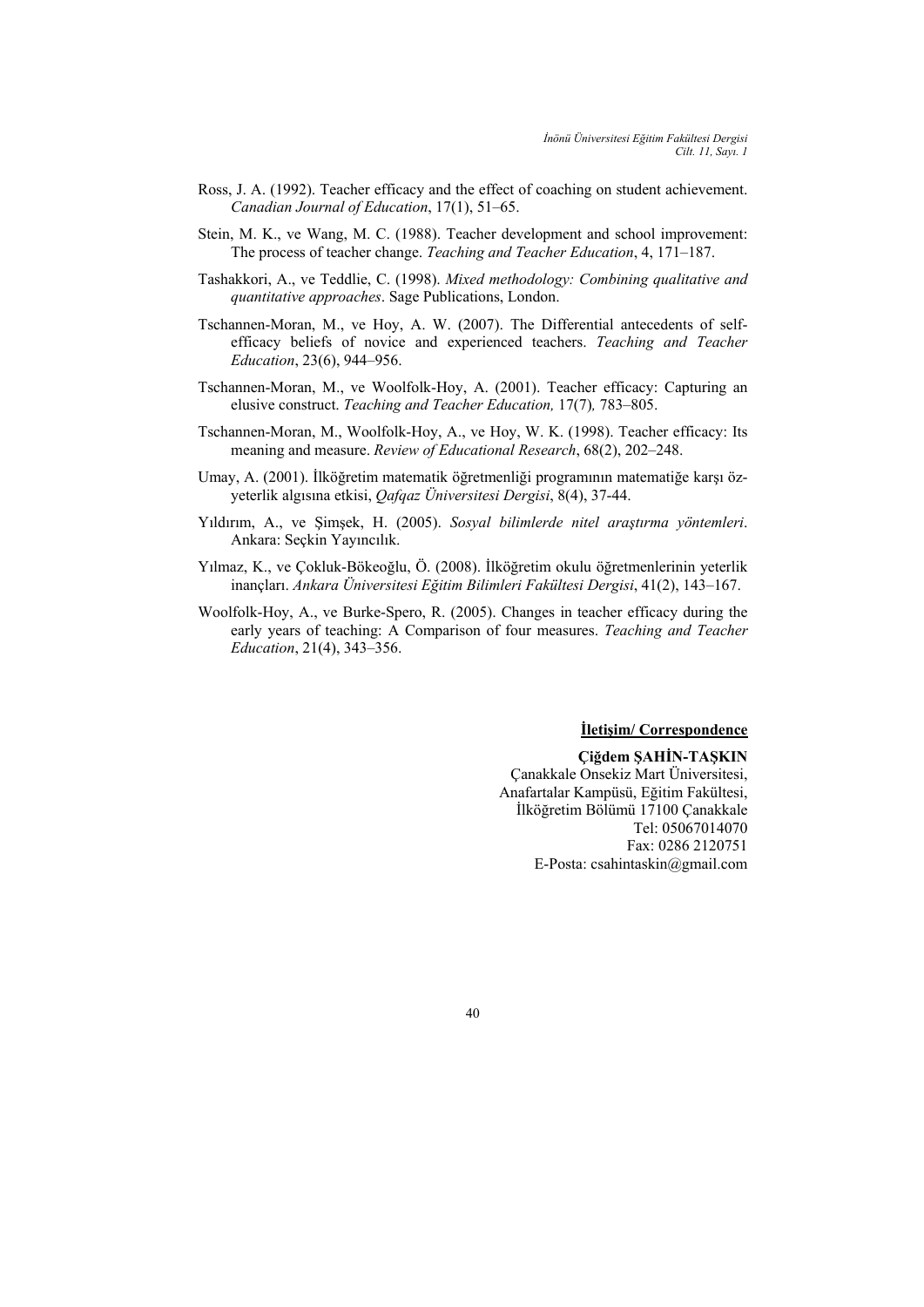Ross, J. A. (1992). Teacher efficacy and the effect of coaching on student achievement. *Canadian Journal of Education*, 17(1), 51–65.

Stein, M. K., ve Wang, M. C. (1988). Teacher development and school improvement: The process of teacher change. *Teaching and Teacher Education*, 4, 171–187.

Tashakkori, A., ve Teddlie, C. (1998). *Mixed methodology: Combining qualitative and quantitative approaches*. Sage Publications, London.

Tschannen-Moran, M., ve Hoy, A. W. (2007). The Differential antecedents of self-efficacy beliefs of novice and experienced teachers. *Teaching and Teacher Education*, 23(6), 944–956.

Tschannen-Moran, M., ve Woolfolk-Hoy, A. (2001). Teacher efficacy: Capturing an elusive construct. *Teaching and Teacher Education,* 17(7)*,* 783–805.

Tschannen-Moran, M., Woolfolk-Hoy, A., ve Hoy, W. K. (1998). Teacher efficacy: Its meaning and measure. *Review of Educational Research*, 68(2), 202–248.

Umay, A. (2001). İlköğretim matematik öğretmenliği programının matematiğe karşı öz-yeterlik algısına etkisi, *Qafqaz Üniversitesi Dergisi*, 8(4), 37-44.

Yıldırım, A., ve Şimşek, H. (2005). *Sosyal bilimlerde nitel araştırma yöntemleri*. Ankara: Seçkin Yayıncılık.

Yılmaz, K., ve Çokluk-Bökeoğlu, Ö. (2008). İlköğretim okulu öğretmenlerinin yeterlik inançları. *Ankara Üniversitesi Eğitim Bilimleri Fakültesi Dergisi*, 41(2), 143–167.

Woolfolk-Hoy, A., ve Burke-Spero, R. (2005). Changes in teacher efficacy during the early years of teaching: A Comparison of four measures. *Teaching and Teacher Education*, 21(4), 343–356.

**İletişim/ Correspondence**

**Çiğdem ŞAHİN-TAŞKIN**
Çanakkale Onsekiz Mart Üniversitesi,
Anafartalar Kampüsü, Eğitim Fakültesi,
İlköğretim Bölümü 17100 Çanakkale
Tel: 05067014070
Fax: 0286 2120751
E-Posta: csahintaskin@gmail.com